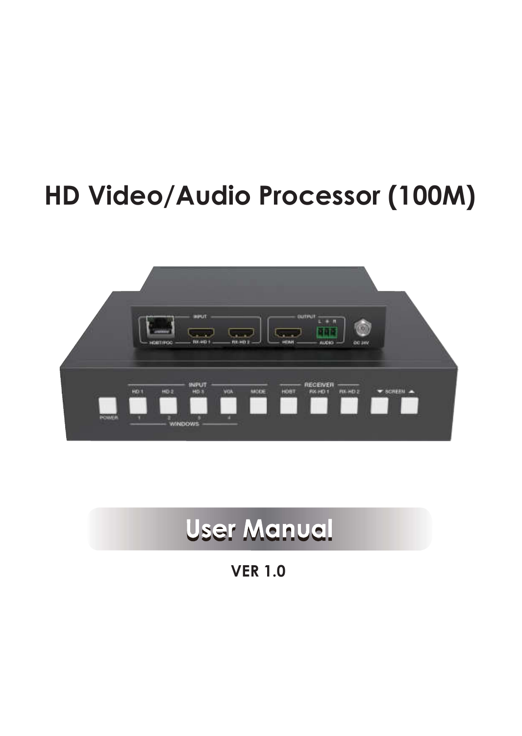# HD Video/Audio Processor (100M)

## User Manual

**VER 1.0**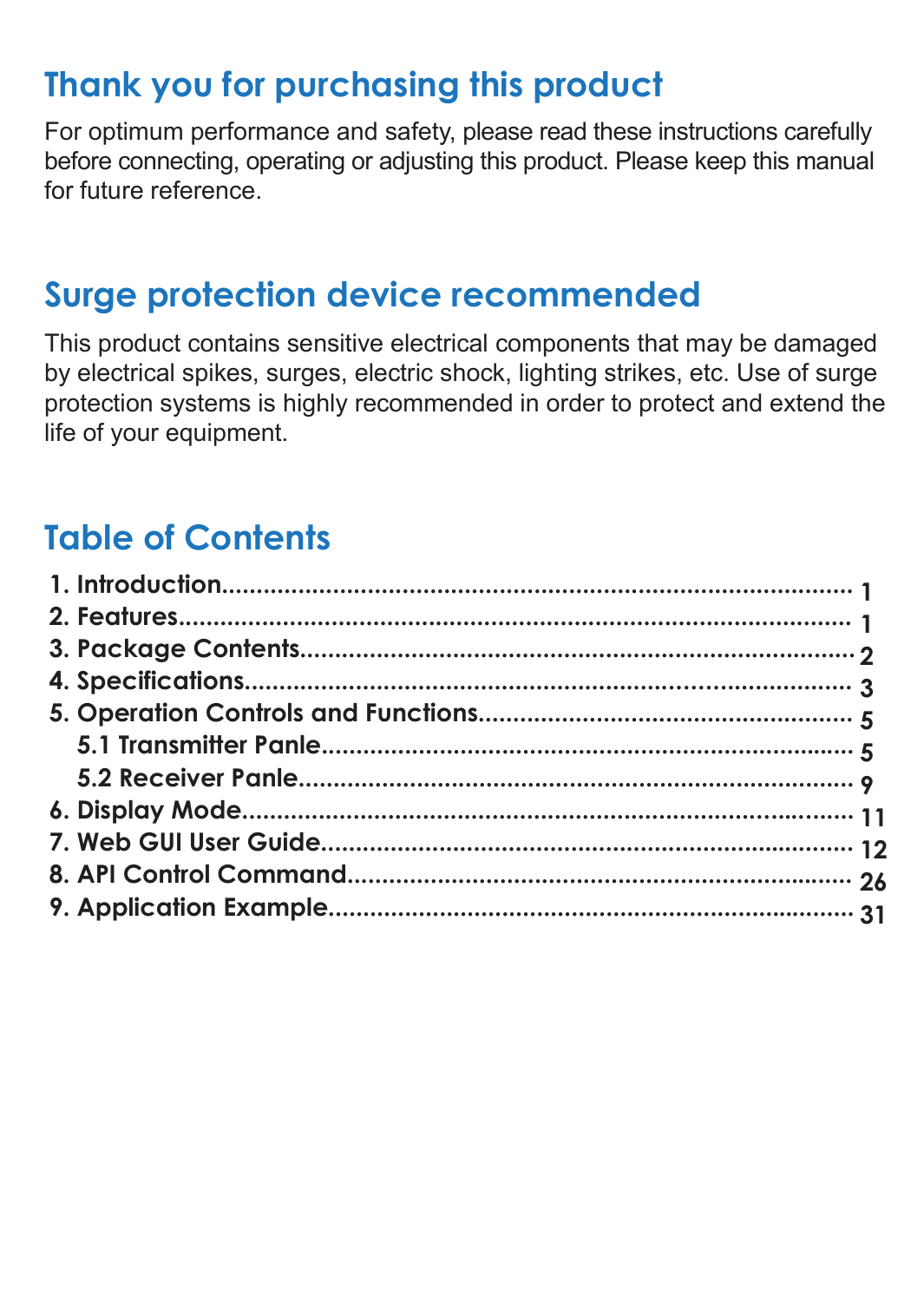## Thank you for purchasing this product

For optimum performance and safety, please read these instructions carefully before connecting, operating or adjusting this product. Please keep this manual for future reference.

## Surge protection device recommended

This product contains sensitive electrical components that may be damaged by electrical spikes, surges, electric shock, lighting strikes, etc. Use of surge protection systems is highly recommended in order to protect and extend the life of your equipment.

## Table of Contents

**1. Introduction............................................................................................ 1**
**2. Features................................................................................................ 1**
**3. Package Contents.................................................................................. 2**
**4. Specifications........................................................................................ 3**
**5. Operation Controls and Functions......................................................... 5**
**5.1 Transmitter Panle.............................................................................. 5**
**5.2 Receiver Panle.................................................................................. 9**
**6. Display Mode........................................................................................ 11**
**7. Web GUI User Guide............................................................................. 12**
**8. API Control Command.......................................................................... 26**
**9. Application Example............................................................................. 31**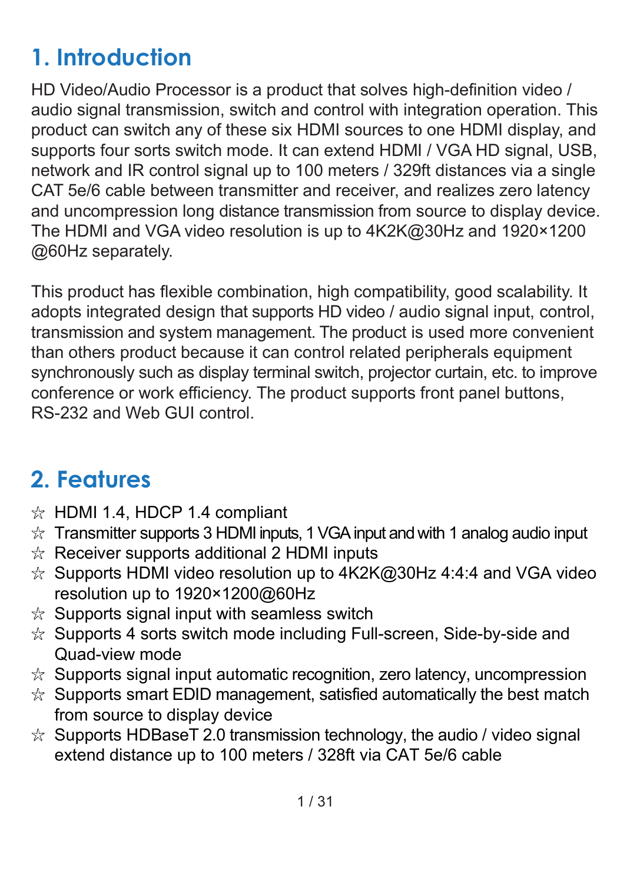# 1. Introduction

HD Video/Audio Processor is a product that solves high-definition video / audio signal transmission, switch and control with integration operation. This product can switch any of these six HDMI sources to one HDMI display, and supports four sorts switch mode. It can extend HDMI / VGA HD signal, USB, network and IR control signal up to 100 meters / 329ft distances via a single CAT 5e/6 cable between transmitter and receiver, and realizes zero latency and uncompression long distance transmission from source to display device. The HDMI and VGA video resolution is up to 4K2K@30Hz and 1920×1200 @60Hz separately.

This product has flexible combination, high compatibility, good scalability. It adopts integrated design that supports HD video / audio signal input, control, transmission and system management. The product is used more convenient than others product because it can control related peripherals equipment synchronously such as display terminal switch, projector curtain, etc. to improve conference or work efficiency. The product supports front panel buttons, RS-232 and Web GUI control.

# 2. Features

- ☆ HDMI 1.4, HDCP 1.4 compliant
- ☆ Transmitter supports 3 HDMI inputs, 1 VGA input and with 1 analog audio input
- ☆ Receiver supports additional 2 HDMI inputs
- ☆ Supports HDMI video resolution up to 4K2K@30Hz 4:4:4 and VGA video resolution up to 1920×1200@60Hz
- ☆ Supports signal input with seamless switch
- ☆ Supports 4 sorts switch mode including Full-screen, Side-by-side and Quad-view mode
- ☆ Supports signal input automatic recognition, zero latency, uncompression
- ☆ Supports smart EDID management, satisfied automatically the best match from source to display device
- ☆ Supports HDBaseT 2.0 transmission technology, the audio / video signal extend distance up to 100 meters / 328ft via CAT 5e/6 cable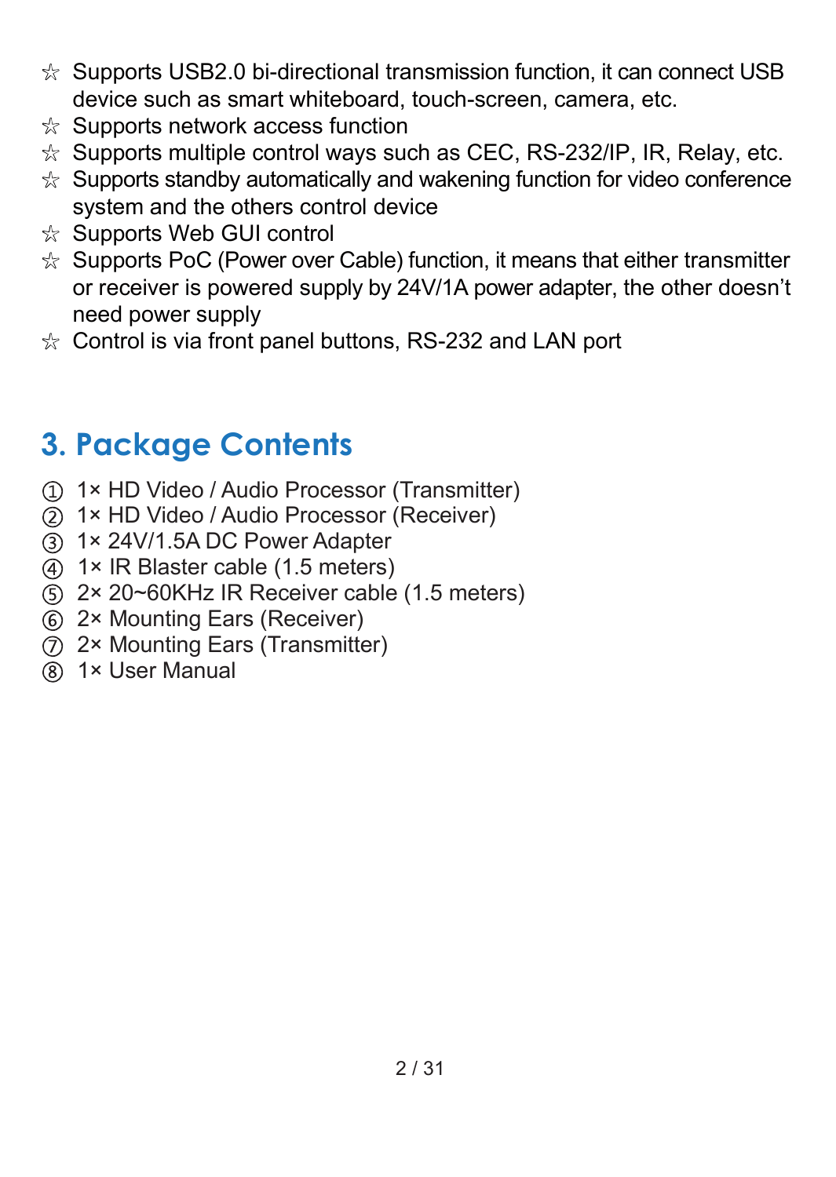- ☆ Supports USB2.0 bi-directional transmission function, it can connect USB device such as smart whiteboard, touch-screen, camera, etc.
- ☆ Supports network access function
- ☆ Supports multiple control ways such as CEC, RS-232/IP, IR, Relay, etc.
- ☆ Supports standby automatically and wakening function for video conference system and the others control device
- ☆ Supports Web GUI control
- ☆ Supports PoC (Power over Cable) function, it means that either transmitter or receiver is powered supply by 24V/1A power adapter, the other doesn't need power supply
- ☆ Control is via front panel buttons, RS-232 and LAN port

## 3. Package Contents

① 1× HD Video / Audio Processor (Transmitter)
② 1× HD Video / Audio Processor (Receiver)
③ 1× 24V/1.5A DC Power Adapter
④ 1× IR Blaster cable (1.5 meters)
⑤ 2× 20~60KHz IR Receiver cable (1.5 meters)
⑥ 2× Mounting Ears (Receiver)
⑦ 2× Mounting Ears (Transmitter)
⑧ 1× User Manual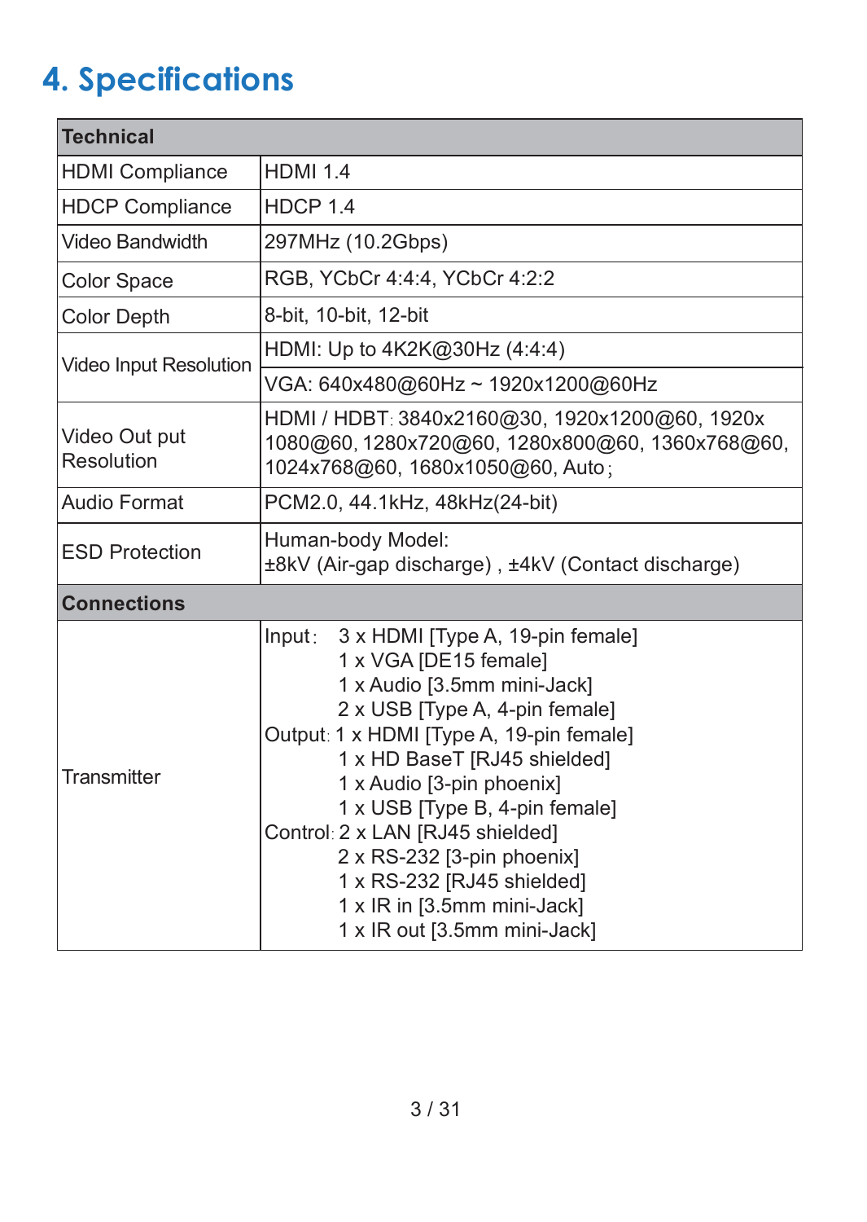# 4. Specifications

| | |
|---|---|
| **Technical** | |
| HDMI Compliance | HDMI 1.4 |
| HDCP Compliance | HDCP 1.4 |
| Video Bandwidth | 297MHz (10.2Gbps) |
| Color Space | RGB, YCbCr 4:4:4, YCbCr 4:2:2 |
| Color Depth | 8-bit, 10-bit, 12-bit |
| Video Input Resolution | HDMI: Up to 4K2K@30Hz (4:4:4) |
| | VGA: 640x480@60Hz ~ 1920x1200@60Hz |
| Video Out put Resolution | HDMI / HDBT: 3840x2160@30, 1920x1200@60, 1920x 1080@60, 1280x720@60, 1280x800@60, 1360x768@60, 1024x768@60, 1680x1050@60, Auto; |
| Audio Format | PCM2.0, 44.1kHz, 48kHz(24-bit) |
| ESD Protection | Human-body Model:<br>±8kV (Air-gap discharge) , ±4kV (Contact discharge) |
| **Connections** | |
| Transmitter | Input: 3 x HDMI [Type A, 19-pin female]<br>1 x VGA [DE15 female]<br>1 x Audio [3.5mm mini-Jack]<br>2 x USB [Type A, 4-pin female]<br>Output: 1 x HDMI [Type A, 19-pin female]<br>1 x HD BaseT [RJ45 shielded]<br>1 x Audio [3-pin phoenix]<br>1 x USB [Type B, 4-pin female]<br>Control: 2 x LAN [RJ45 shielded]<br>2 x RS-232 [3-pin phoenix]<br>1 x RS-232 [RJ45 shielded]<br>1 x IR in [3.5mm mini-Jack]<br>1 x IR out [3.5mm mini-Jack] |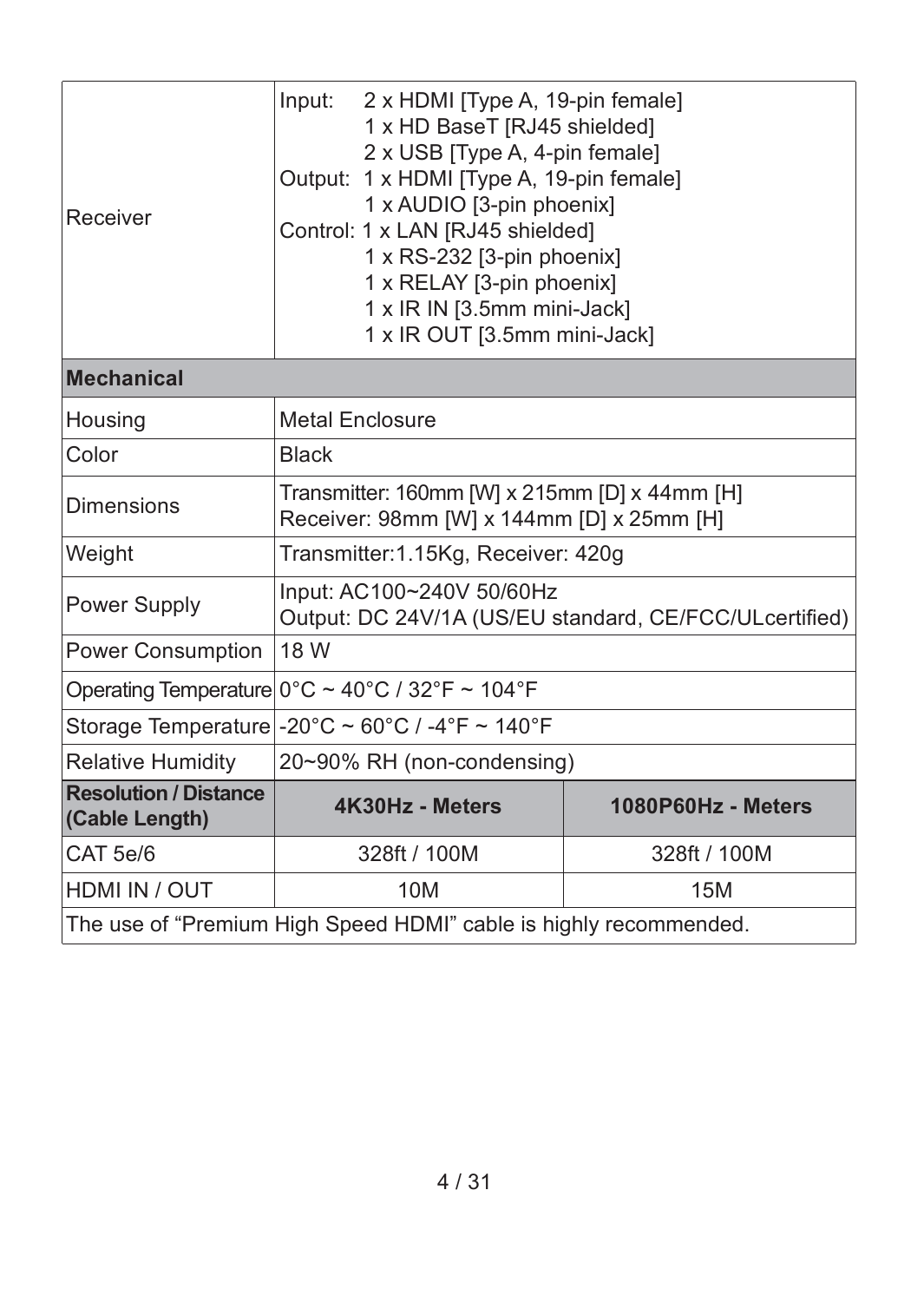| | | |
|---|---|---|
| Receiver | Input: 2 x HDMI [Type A, 19-pin female]<br>1 x HD BaseT [RJ45 shielded]<br>2 x USB [Type A, 4-pin female]<br>Output: 1 x HDMI [Type A, 19-pin female]<br>1 x AUDIO [3-pin phoenix]<br>Control: 1 x LAN [RJ45 shielded]<br>1 x RS-232 [3-pin phoenix]<br>1 x RELAY [3-pin phoenix]<br>1 x IR IN [3.5mm mini-Jack]<br>1 x IR OUT [3.5mm mini-Jack] | |
| **Mechanical** | | |
| Housing | Metal Enclosure | |
| Color | Black | |
| Dimensions | Transmitter: 160mm [W] x 215mm [D] x 44mm [H]<br>Receiver: 98mm [W] x 144mm [D] x 25mm [H] | |
| Weight | Transmitter:1.15Kg, Receiver: 420g | |
| Power Supply | Input: AC100~240V 50/60Hz<br>Output: DC 24V/1A (US/EU standard, CE/FCC/ULcertified) | |
| Power Consumption | 18 W | |
| Operating Temperature | 0°C ~ 40°C / 32°F ~ 104°F | |
| Storage Temperature | -20°C ~ 60°C / -4°F ~ 140°F | |
| Relative Humidity | 20~90% RH (non-condensing) | |
| **Resolution / Distance (Cable Length)** | **4K30Hz - Meters** | **1080P60Hz - Meters** |
| CAT 5e/6 | 328ft / 100M | 328ft / 100M |
| HDMI IN / OUT | 10M | 15M |
| The use of “Premium High Speed HDMI” cable is highly recommended. | | |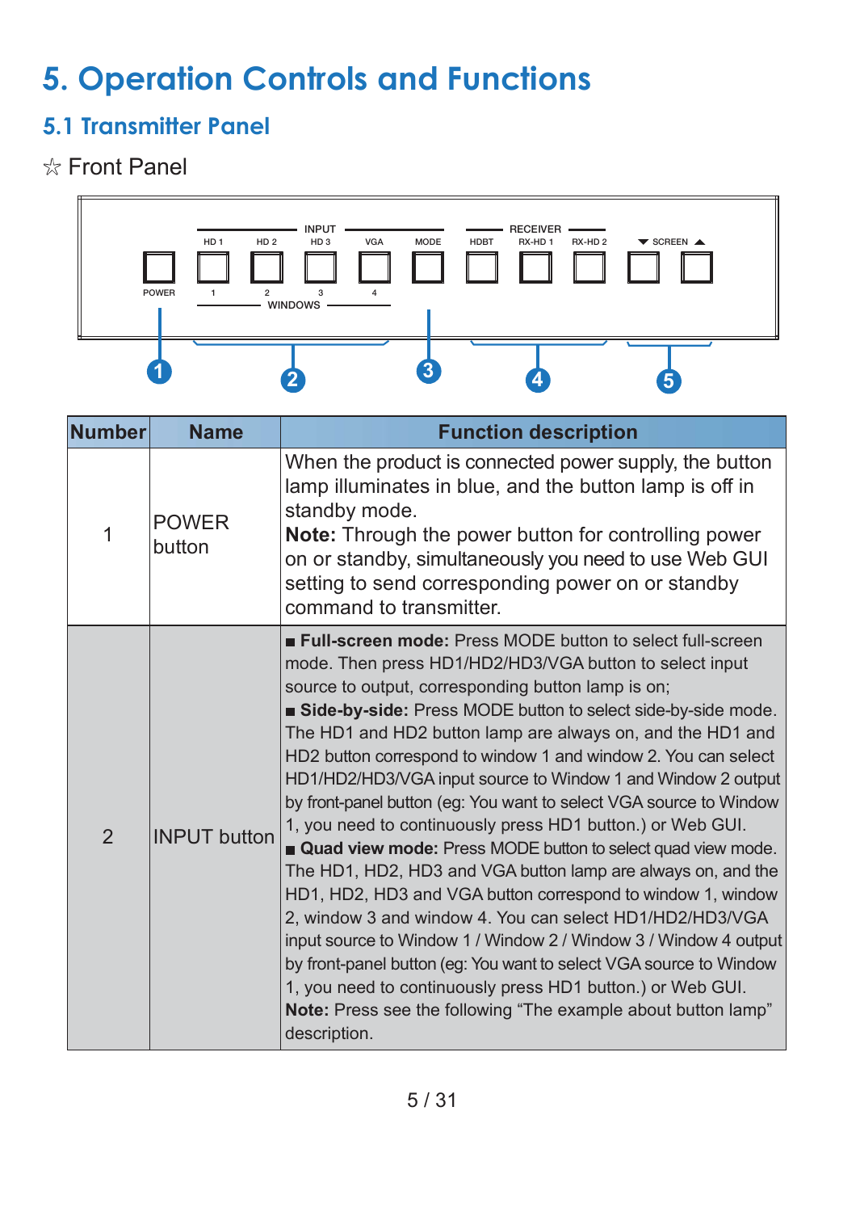# 5. Operation Controls and Functions

## 5.1 Transmitter Panel

☆ Front Panel

INPUT
HD 1 HD 2 HD 3 VGA MODE
RECEIVER
HDBT RX-HD 1 RX-HD 2
SCREEN
POWER
1 2 3 4
WINDOWS
1 2 3 4 5

| Number | Name | Function description |
|---|---|---|
| 1 | POWER button | When the product is connected power supply, the button lamp illuminates in blue, and the button lamp is off in standby mode.<br>**Note:** Through the power button for controlling power on or standby, simultaneously you need to use Web GUI setting to send corresponding power on or standby command to transmitter. |
| 2 | INPUT button | ■ **Full-screen mode:** Press MODE button to select full-screen mode. Then press HD1/HD2/HD3/VGA button to select input source to output, corresponding button lamp is on;<br>■ **Side-by-side:** Press MODE button to select side-by-side mode. The HD1 and HD2 button lamp are always on, and the HD1 and HD2 button correspond to window 1 and window 2. You can select HD1/HD2/HD3/VGA input source to Window 1 and Window 2 output by front-panel button (eg: You want to select VGA source to Window 1, you need to continuously press HD1 button.) or Web GUI.<br>■ **Quad view mode:** Press MODE button to select quad view mode. The HD1, HD2, HD3 and VGA button lamp are always on, and the HD1, HD2, HD3 and VGA button correspond to window 1, window 2, window 3 and window 4. You can select HD1/HD2/HD3/VGA input source to Window 1 / Window 2 / Window 3 / Window 4 output by front-panel button (eg: You want to select VGA source to Window 1, you need to continuously press HD1 button.) or Web GUI.<br>**Note:** Press see the following "The example about button lamp" description. |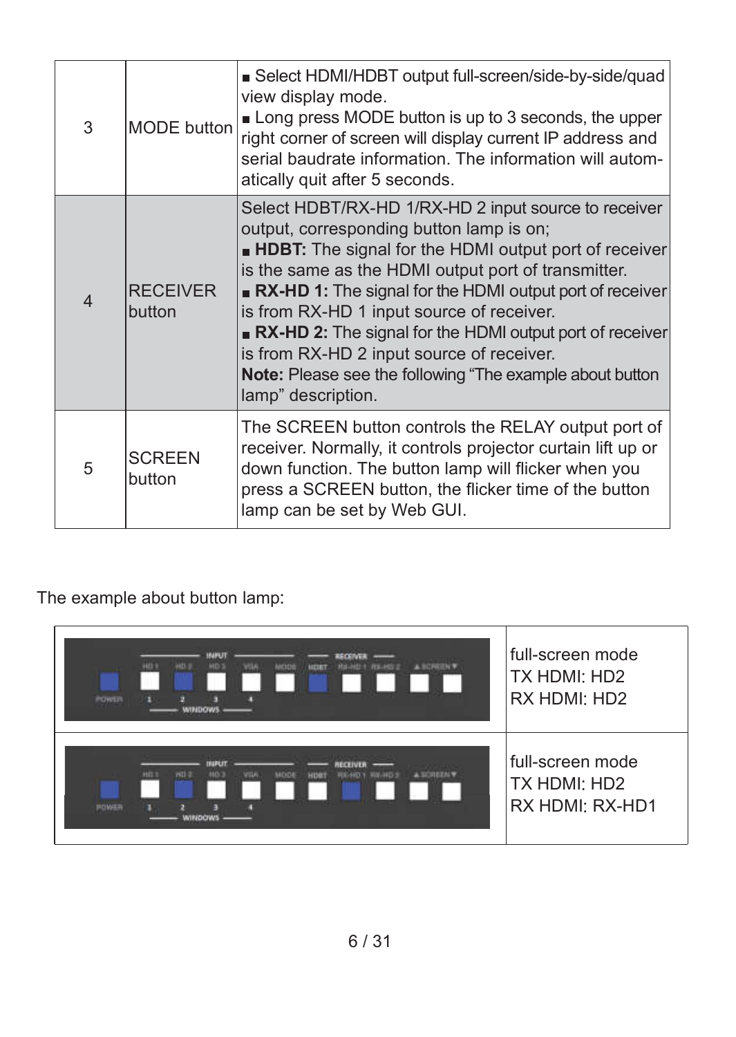| | | |
|---|---|---|
| 3 | MODE button | ■ Select HDMI/HDBT output full-screen/side-by-side/quad view display mode.<br>■ Long press MODE button is up to 3 seconds, the upper right corner of screen will display current IP address and serial baudrate information. The information will automatically quit after 5 seconds. |
| 4 | RECEIVER button | Select HDBT/RX-HD 1/RX-HD 2 input source to receiver output, corresponding button lamp is on;<br>■ **HDBT:** The signal for the HDMI output port of receiver is the same as the HDMI output port of transmitter.<br>■ **RX-HD 1:** The signal for the HDMI output port of receiver is from RX-HD 1 input source of receiver.<br>■ **RX-HD 2:** The signal for the HDMI output port of receiver is from RX-HD 2 input source of receiver.<br>**Note:** Please see the following "The example about button lamp" description. |
| 5 | SCREEN button | The SCREEN button controls the RELAY output port of receiver. Normally, it controls projector curtain lift up or down function. The button lamp will flicker when you press a SCREEN button, the flicker time of the button lamp can be set by Web GUI. |

The example about button lamp:

| | |
|---|---|
| | full-screen mode<br>TX HDMI: HD2<br>RX HDMI: HD2 |
| | full-screen mode<br>TX HDMI: HD2<br>RX HDMI: RX-HD1 |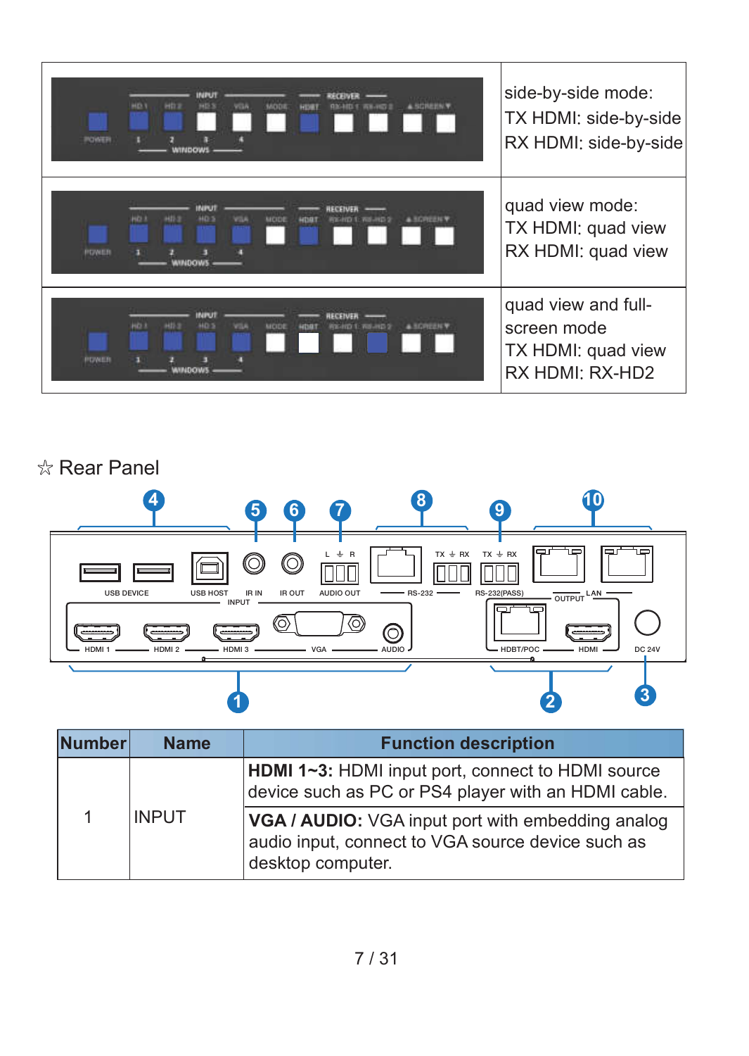| | |
|---|---|
| | side-by-side mode:<br>TX HDMI: side-by-side<br>RX HDMI: side-by-side |
| | quad view mode:<br>TX HDMI: quad view<br>RX HDMI: quad view |
| | quad view and full-screen mode<br>TX HDMI: quad view<br>RX HDMI: RX-HD2 |

☆ Rear Panel

| Number | Name | Function description |
|---|---|---|
| 1 | INPUT | **HDMI 1~3:** HDMI input port, connect to HDMI source device such as PC or PS4 player with an HDMI cable. |
| | | **VGA / AUDIO:** VGA input port with embedding analog audio input, connect to VGA source device such as desktop computer. |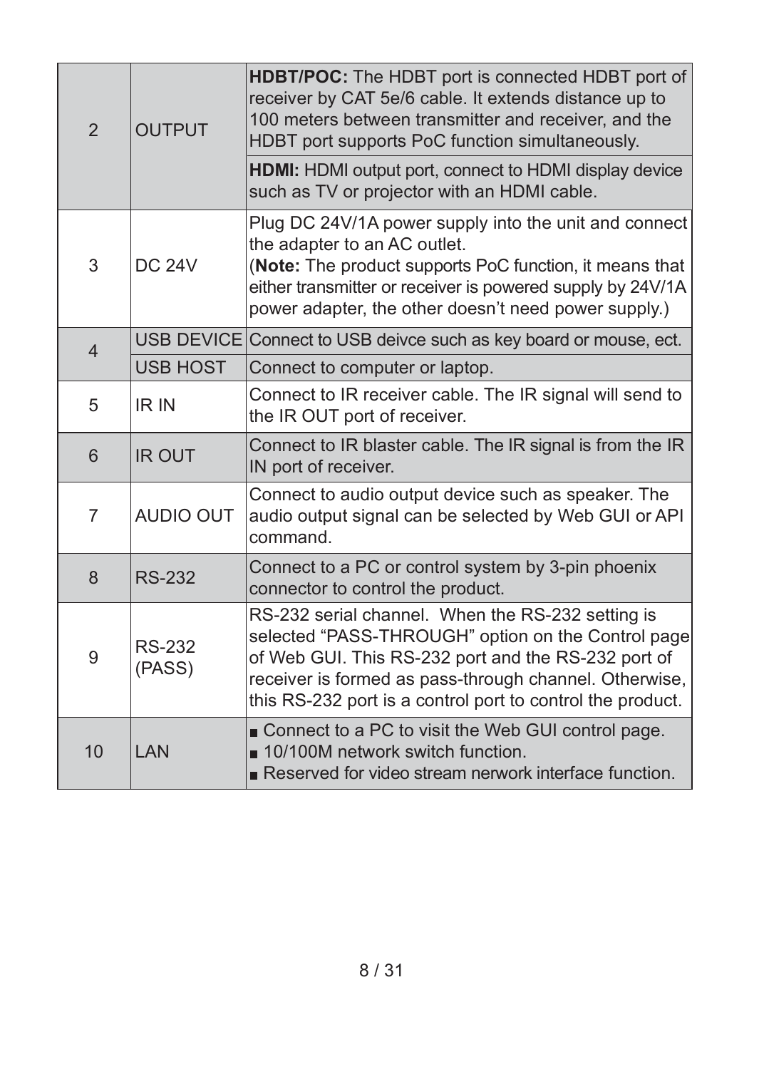| | | |
|---|---|---|
| 2 | OUTPUT | **HDBT/POC:** The HDBT port is connected HDBT port of receiver by CAT 5e/6 cable. It extends distance up to 100 meters between transmitter and receiver, and the HDBT port supports PoC function simultaneously. |
| | | **HDMI:** HDMI output port, connect to HDMI display device such as TV or projector with an HDMI cable. |
| 3 | DC 24V | Plug DC 24V/1A power supply into the unit and connect the adapter to an AC outlet.<br>(**Note:** The product supports PoC function, it means that either transmitter or receiver is powered supply by 24V/1A power adapter, the other doesn't need power supply.) |
| 4 | USB DEVICE | Connect to USB deivce such as key board or mouse, ect. |
| | USB HOST | Connect to computer or laptop. |
| 5 | IR IN | Connect to IR receiver cable. The IR signal will send to the IR OUT port of receiver. |
| 6 | IR OUT | Connect to IR blaster cable. The IR signal is from the IR IN port of receiver. |
| 7 | AUDIO OUT | Connect to audio output device such as speaker. The audio output signal can be selected by Web GUI or API command. |
| 8 | RS-232 | Connect to a PC or control system by 3-pin phoenix connector to control the product. |
| 9 | RS-232 (PASS) | RS-232 serial channel. When the RS-232 setting is selected "PASS-THROUGH" option on the Control page of Web GUI. This RS-232 port and the RS-232 port of receiver is formed as pass-through channel. Otherwise, this RS-232 port is a control port to control the product. |
| 10 | LAN | ■ Connect to a PC to visit the Web GUI control page.<br>■ 10/100M network switch function.<br>■ Reserved for video stream nerwork interface function. |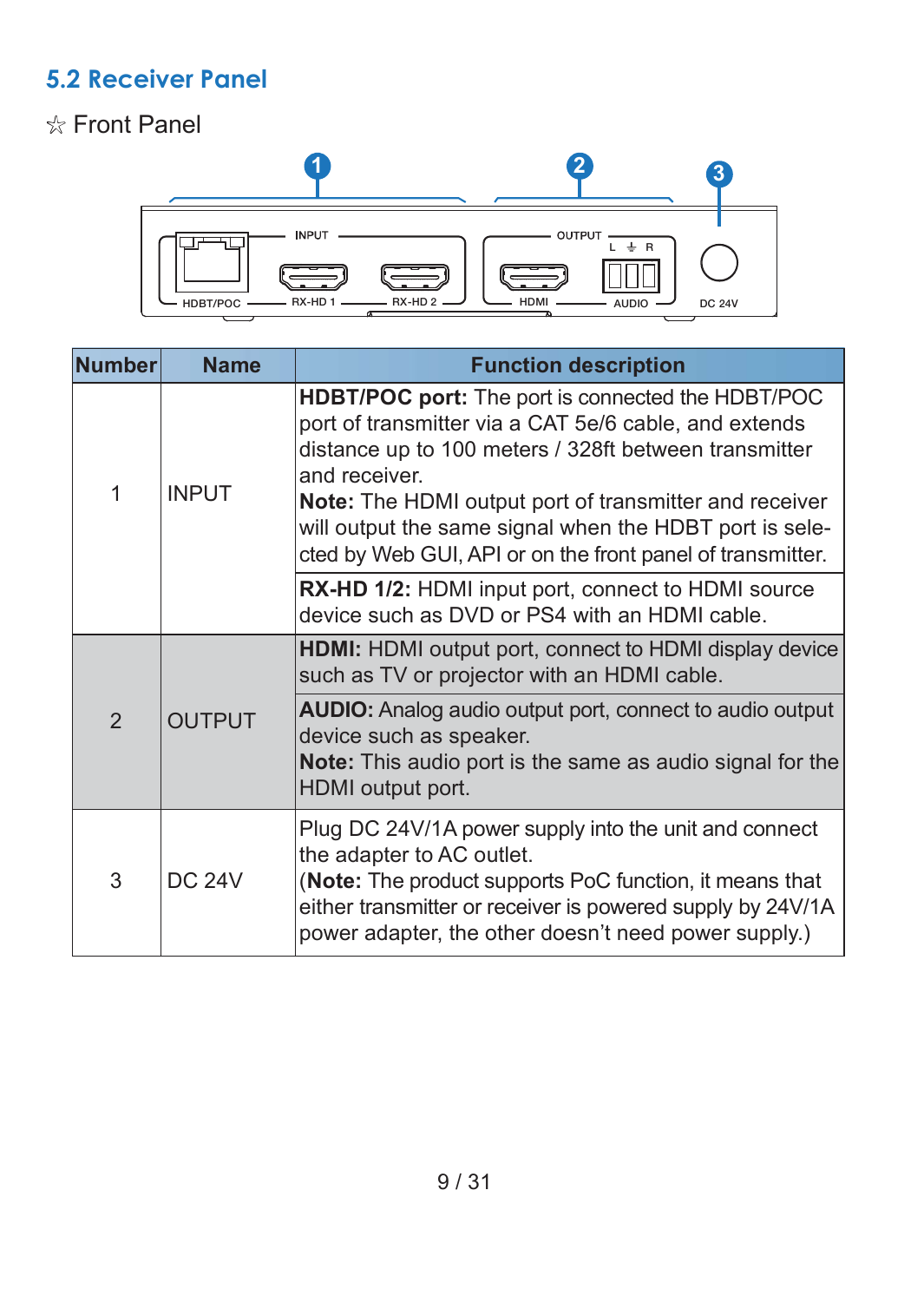## 5.2 Receiver Panel

☆ Front Panel

| Number | Name | Function description |
|---|---|---|
| 1 | INPUT | **HDBT/POC port:** The port is connected the HDBT/POC port of transmitter via a CAT 5e/6 cable, and extends distance up to 100 meters / 328ft between transmitter and receiver. **Note:** The HDMI output port of transmitter and receiver will output the same signal when the HDBT port is selected by Web GUI, API or on the front panel of transmitter. |
| | | **RX-HD 1/2:** HDMI input port, connect to HDMI source device such as DVD or PS4 with an HDMI cable. |
| 2 | OUTPUT | **HDMI:** HDMI output port, connect to HDMI display device such as TV or projector with an HDMI cable. |
| | | **AUDIO:** Analog audio output port, connect to audio output device such as speaker. **Note:** This audio port is the same as audio signal for the HDMI output port. |
| 3 | DC 24V | Plug DC 24V/1A power supply into the unit and connect the adapter to AC outlet. (**Note:** The product supports PoC function, it means that either transmitter or receiver is powered supply by 24V/1A power adapter, the other doesn't need power supply.) |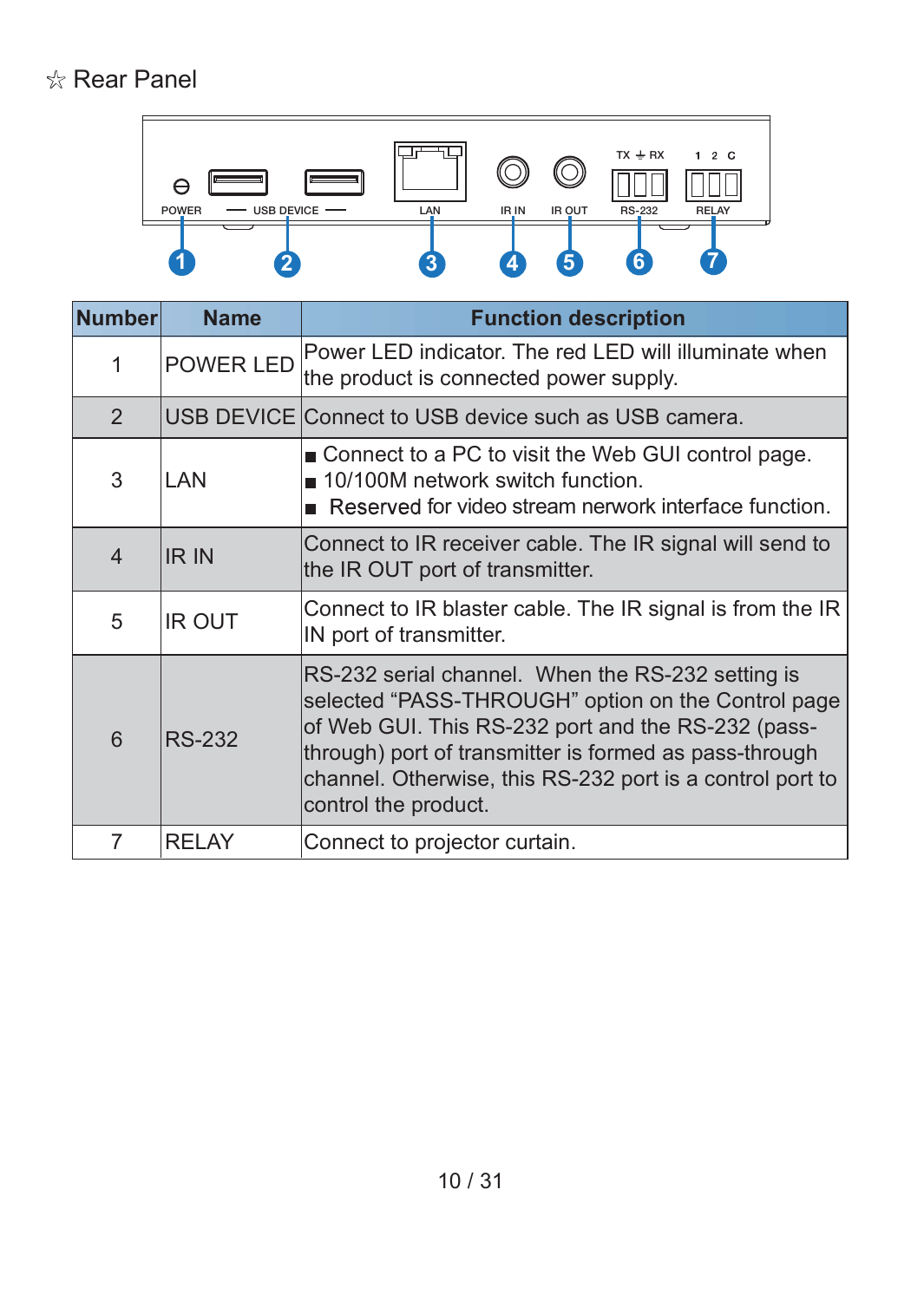☆ Rear Panel

POWER — USB DEVICE — LAN IR IN IR OUT TX ⏚ RX RS-232 1 2 C RELAY

1 2 3 4 5 6 7

| Number | Name | Function description |
|---|---|---|
| 1 | POWER LED | Power LED indicator. The red LED will illuminate when the product is connected power supply. |
| 2 | USB DEVICE | Connect to USB device such as USB camera. |
| 3 | LAN | ■ Connect to a PC to visit the Web GUI control page.<br>■ 10/100M network switch function.<br>■ Reserved for video stream nerwork interface function. |
| 4 | IR IN | Connect to IR receiver cable. The IR signal will send to the IR OUT port of transmitter. |
| 5 | IR OUT | Connect to IR blaster cable. The IR signal is from the IR IN port of transmitter. |
| 6 | RS-232 | RS-232 serial channel. When the RS-232 setting is selected "PASS-THROUGH" option on the Control page of Web GUI. This RS-232 port and the RS-232 (pass-through) port of transmitter is formed as pass-through channel. Otherwise, this RS-232 port is a control port to control the product. |
| 7 | RELAY | Connect to projector curtain. |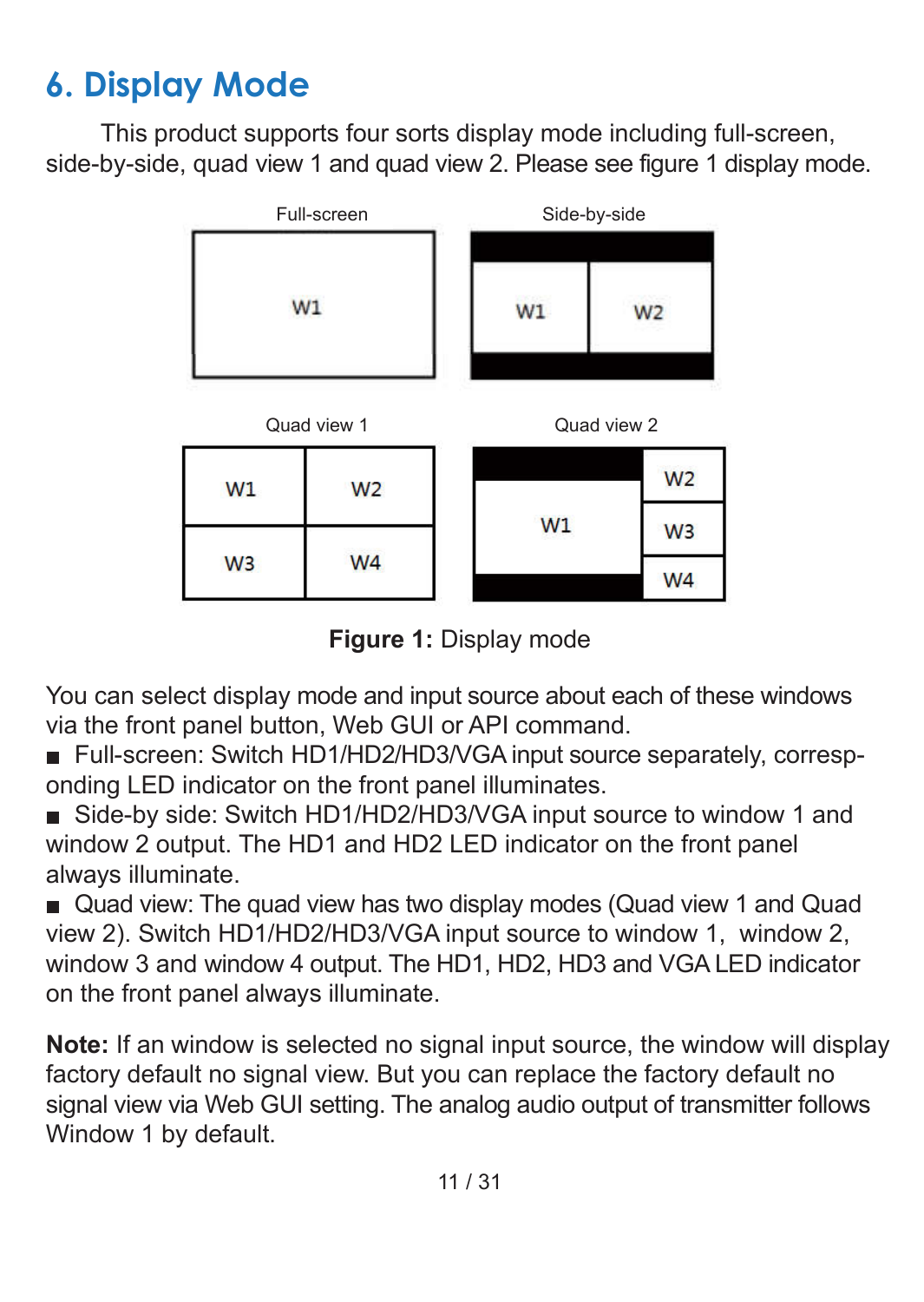# 6. Display Mode

This product supports four sorts display mode including full-screen, side-by-side, quad view 1 and quad view 2. Please see figure 1 display mode.

Full-screen

W1

Side-by-side

W1 W2

Quad view 1

W1 W2
W3 W4

Quad view 2

W1 W2 W3 W4

**Figure 1:** Display mode

You can select display mode and input source about each of these windows via the front panel button, Web GUI or API command.

- Full-screen: Switch HD1/HD2/HD3/VGA input source separately, corresponding LED indicator on the front panel illuminates.
- Side-by side: Switch HD1/HD2/HD3/VGA input source to window 1 and window 2 output. The HD1 and HD2 LED indicator on the front panel always illuminate.
- Quad view: The quad view has two display modes (Quad view 1 and Quad view 2). Switch HD1/HD2/HD3/VGA input source to window 1, window 2, window 3 and window 4 output. The HD1, HD2, HD3 and VGA LED indicator on the front panel always illuminate.

**Note:** If an window is selected no signal input source, the window will display factory default no signal view. But you can replace the factory default no signal view via Web GUI setting. The analog audio output of transmitter follows Window 1 by default.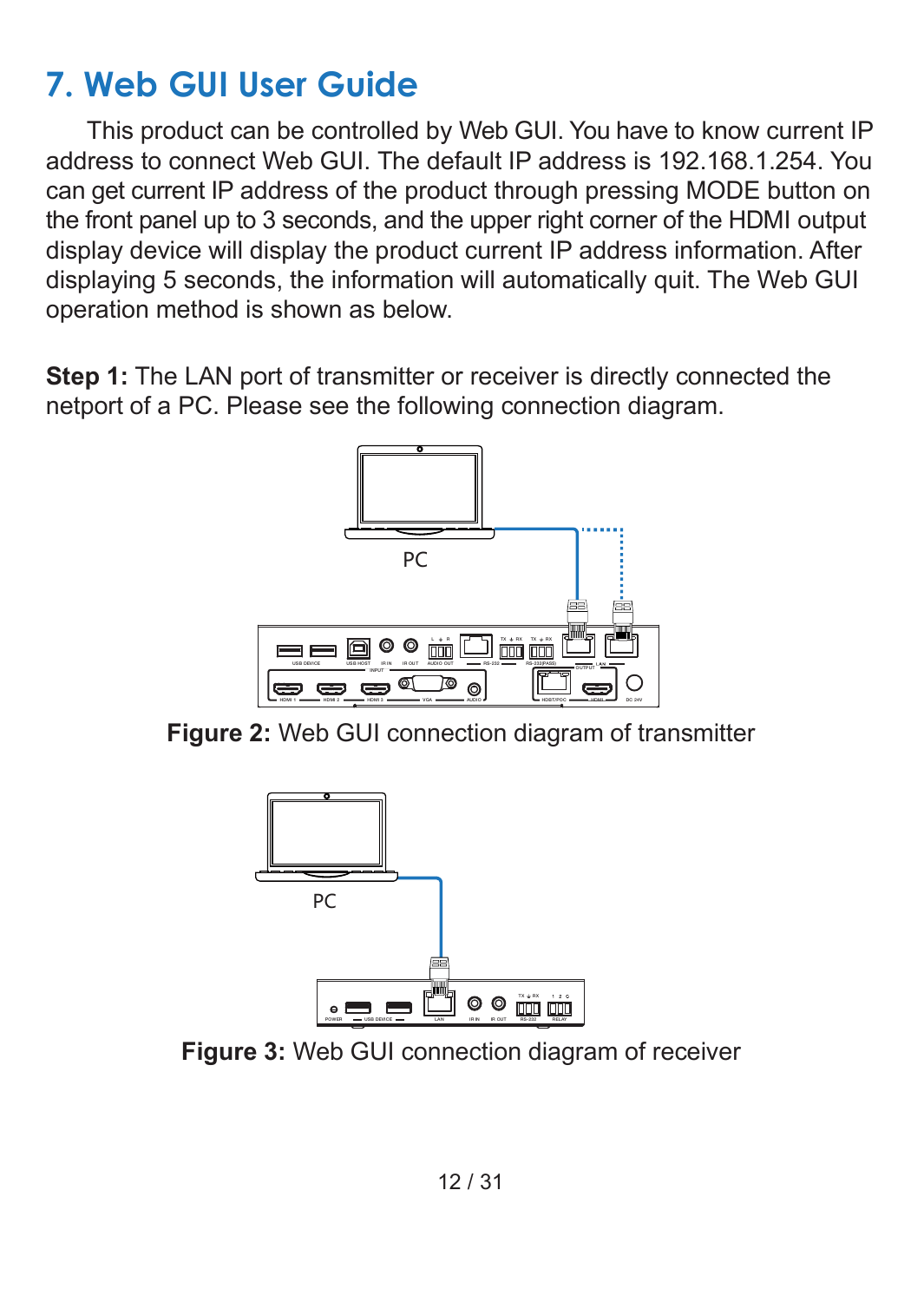# 7. Web GUI User Guide

This product can be controlled by Web GUI. You have to know current IP address to connect Web GUI. The default IP address is 192.168.1.254. You can get current IP address of the product through pressing MODE button on the front panel up to 3 seconds, and the upper right corner of the HDMI output display device will display the product current IP address information. After displaying 5 seconds, the information will automatically quit. The Web GUI operation method is shown as below.

**Step 1:** The LAN port of transmitter or receiver is directly connected the netport of a PC. Please see the following connection diagram.

**Figure 2:** Web GUI connection diagram of transmitter

**Figure 3:** Web GUI connection diagram of receiver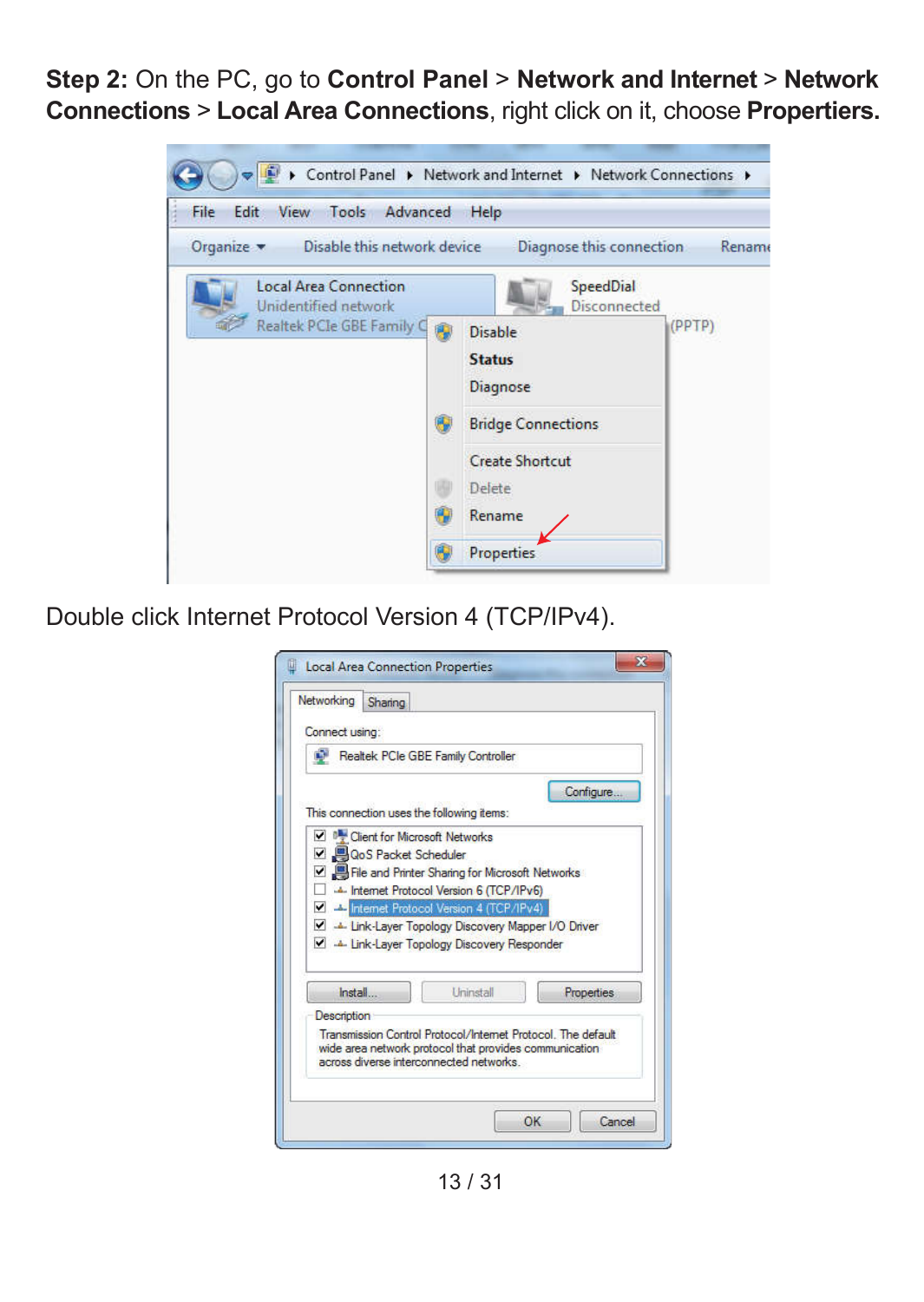**Step 2:** On the PC, go to **Control Panel** > **Network and Internet** > **Network Connections** > **Local Area Connections**, right click on it, choose **Propertiers.**

Double click Internet Protocol Version 4 (TCP/IPv4).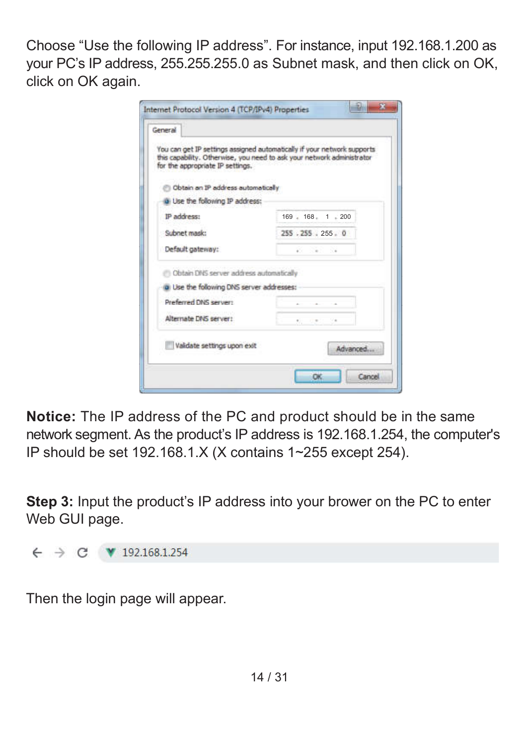Choose “Use the following IP address”. For instance, input 192.168.1.200 as your PC’s IP address, 255.255.255.0 as Subnet mask, and then click on OK, click on OK again.

**Notice:** The IP address of the PC and product should be in the same network segment. As the product’s IP address is 192.168.1.254, the computer's IP should be set 192.168.1.X (X contains 1~255 except 254).

**Step 3:** Input the product’s IP address into your brower on the PC to enter Web GUI page.

Then the login page will appear.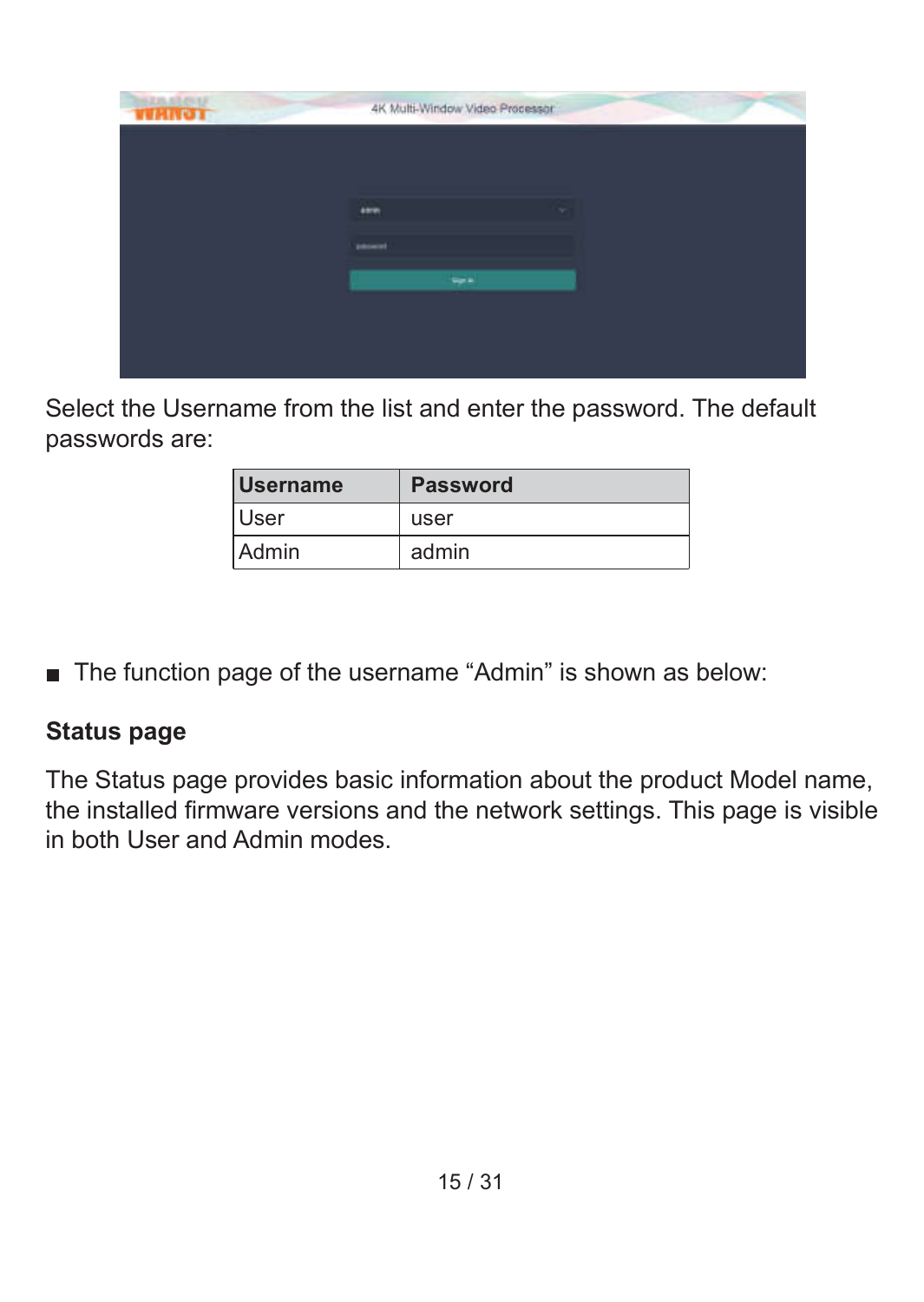Select the Username from the list and enter the password. The default passwords are:

| Username | Password |
|---|---|
| User | user |
| Admin | admin |

■ The function page of the username “Admin” is shown as below:

**Status page**

The Status page provides basic information about the product Model name, the installed firmware versions and the network settings. This page is visible in both User and Admin modes.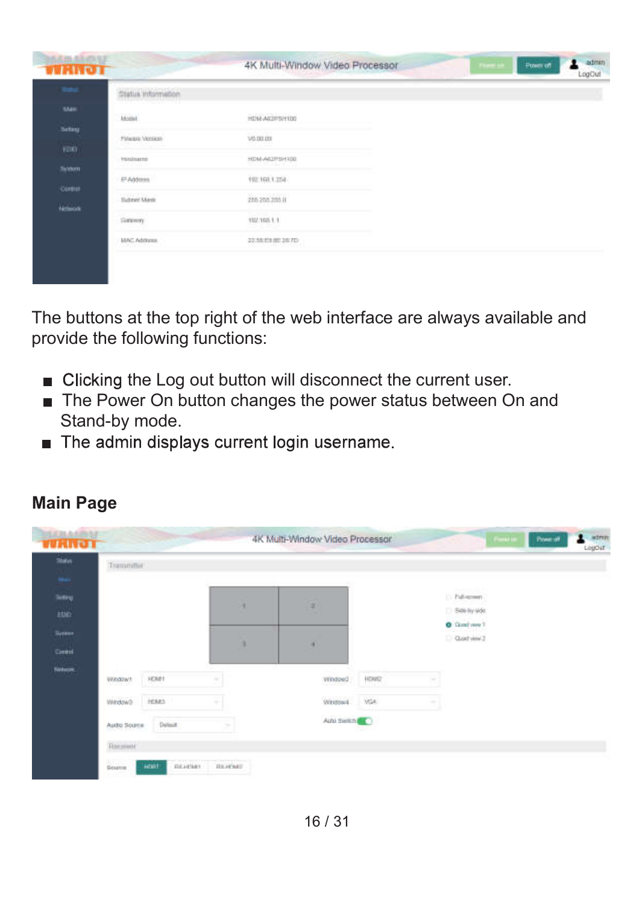The buttons at the top right of the web interface are always available and provide the following functions:

- Clicking the Log out button will disconnect the current user.
- The Power On button changes the power status between On and Stand-by mode.
- The admin displays current login username.

## Main Page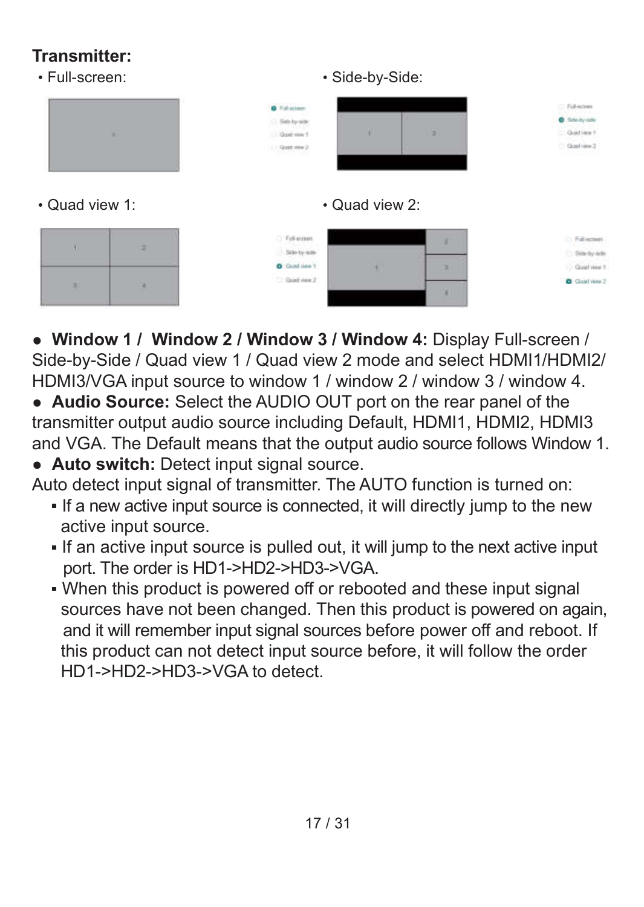**Transmitter:**

- Full-screen:
- Side-by-Side:
- Quad view 1:
- Quad view 2:

- **Window 1 / Window 2 / Window 3 / Window 4:** Display Full-screen / Side-by-Side / Quad view 1 / Quad view 2 mode and select HDMI1/HDMI2/ HDMI3/VGA input source to window 1 / window 2 / window 3 / window 4.
- **Audio Source:** Select the AUDIO OUT port on the rear panel of the transmitter output audio source including Default, HDMI1, HDMI2, HDMI3 and VGA. The Default means that the output audio source follows Window 1.
- **Auto switch:** Detect input signal source.

Auto detect input signal of transmitter. The AUTO function is turned on:

- If a new active input source is connected, it will directly jump to the new active input source.
- If an active input source is pulled out, it will jump to the next active input port. The order is HD1->HD2->HD3->VGA.
- When this product is powered off or rebooted and these input signal sources have not been changed. Then this product is powered on again, and it will remember input signal sources before power off and reboot. If this product can not detect input source before, it will follow the order HD1->HD2->HD3->VGA to detect.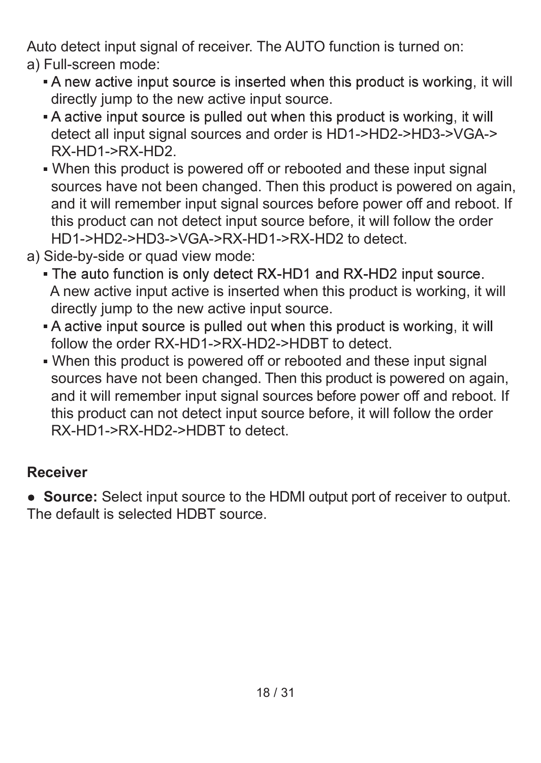Auto detect input signal of receiver. The AUTO function is turned on:

a) Full-screen mode:

- A new active input source is inserted when this product is working, it will directly jump to the new active input source.
- A active input source is pulled out when this product is working, it will detect all input signal sources and order is HD1->HD2->HD3->VGA->RX-HD1->RX-HD2.
- When this product is powered off or rebooted and these input signal sources have not been changed. Then this product is powered on again, and it will remember input signal sources before power off and reboot. If this product can not detect input source before, it will follow the order HD1->HD2->HD3->VGA->RX-HD1->RX-HD2 to detect.

a) Side-by-side or quad view mode:

- The auto function is only detect RX-HD1 and RX-HD2 input source. A new active input active is inserted when this product is working, it will directly jump to the new active input source.
- A active input source is pulled out when this product is working, it will follow the order RX-HD1->RX-HD2->HDBT to detect.
- When this product is powered off or rebooted and these input signal sources have not been changed. Then this product is powered on again, and it will remember input signal sources before power off and reboot. If this product can not detect input source before, it will follow the order RX-HD1->RX-HD2->HDBT to detect.

**Receiver**

● **Source:** Select input source to the HDMI output port of receiver to output. The default is selected HDBT source.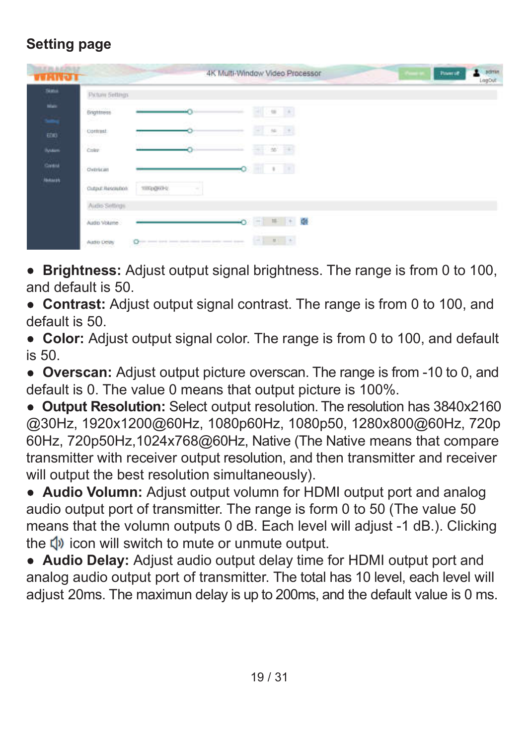## Setting page

- **Brightness:** Adjust output signal brightness. The range is from 0 to 100, and default is 50.
- **Contrast:** Adjust output signal contrast. The range is from 0 to 100, and default is 50.
- **Color:** Adjust output signal color. The range is from 0 to 100, and default is 50.
- **Overscan:** Adjust output picture overscan. The range is from -10 to 0, and default is 0. The value 0 means that output picture is 100%.
- **Output Resolution:** Select output resolution. The resolution has 3840x2160 @30Hz, 1920x1200@60Hz, 1080p60Hz, 1080p50, 1280x800@60Hz, 720p 60Hz, 720p50Hz,1024x768@60Hz, Native (The Native means that compare transmitter with receiver output resolution, and then transmitter and receiver will output the best resolution simultaneously).
- **Audio Volumn:** Adjust output volumn for HDMI output port and analog audio output port of transmitter. The range is form 0 to 50 (The value 50 means that the volumn outputs 0 dB. Each level will adjust -1 dB.). Clicking the 🔊 icon will switch to mute or unmute output.
- **Audio Delay:** Adjust audio output delay time for HDMI output port and analog audio output port of transmitter. The total has 10 level, each level will adjust 20ms. The maximun delay is up to 200ms, and the default value is 0 ms.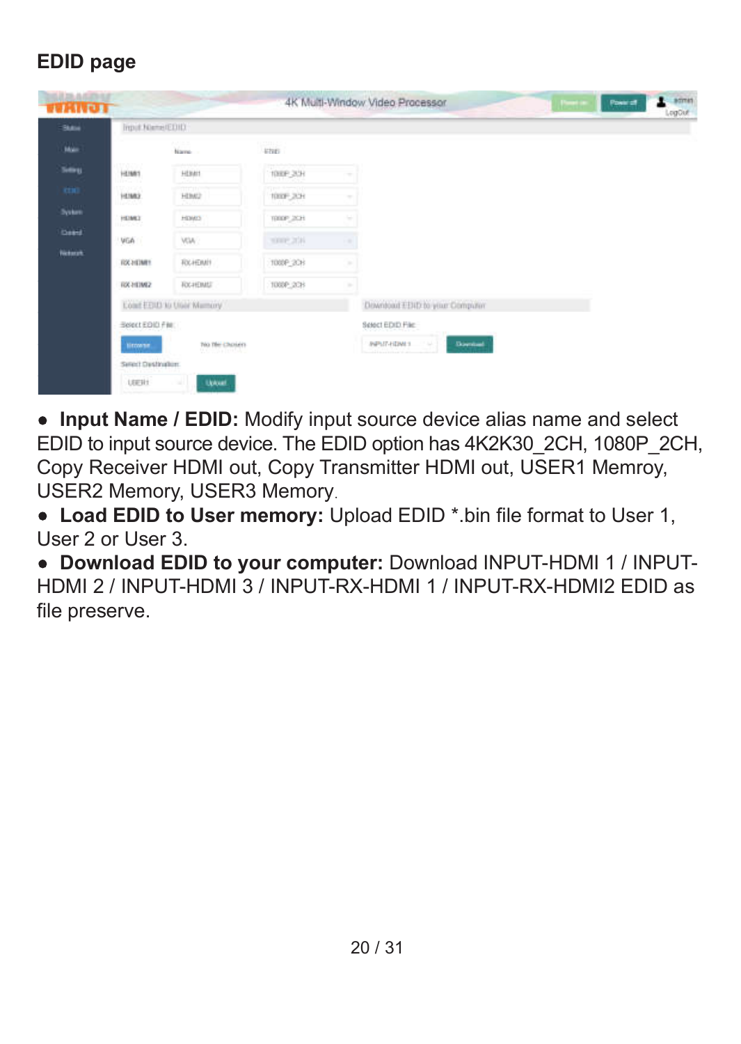## EDID page

- **Input Name / EDID:** Modify input source device alias name and select EDID to input source device. The EDID option has 4K2K30_2CH, 1080P_2CH, Copy Receiver HDMI out, Copy Transmitter HDMI out, USER1 Memroy, USER2 Memory, USER3 Memory.
- **Load EDID to User memory:** Upload EDID *.bin file format to User 1, User 2 or User 3.
- **Download EDID to your computer:** Download INPUT-HDMI 1 / INPUT-HDMI 2 / INPUT-HDMI 3 / INPUT-RX-HDMI 1 / INPUT-RX-HDMI2 EDID as file preserve.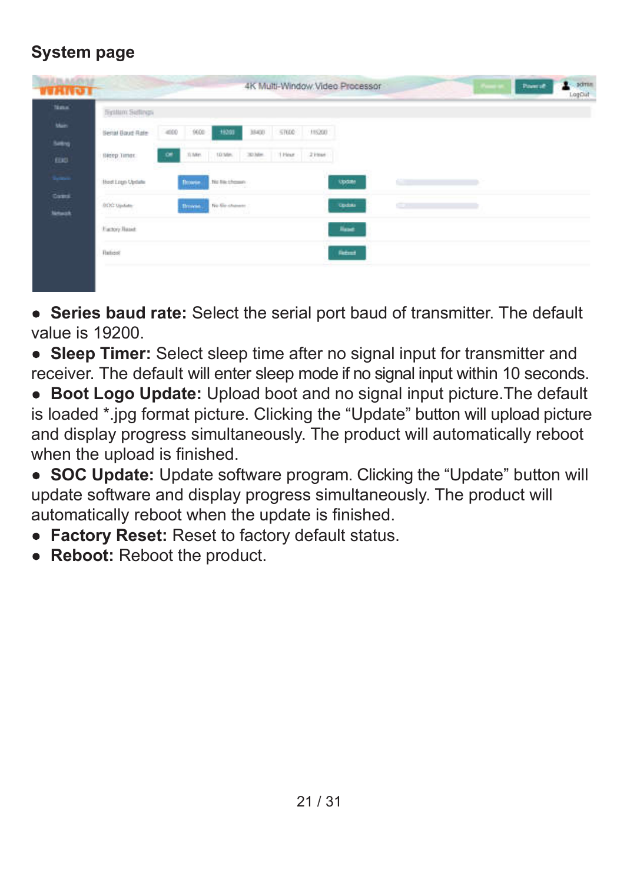## System page

- **Series baud rate:** Select the serial port baud of transmitter. The default value is 19200.
- **Sleep Timer:** Select sleep time after no signal input for transmitter and receiver. The default will enter sleep mode if no signal input within 10 seconds.
- **Boot Logo Update:** Upload boot and no signal input picture.The default is loaded *.jpg format picture. Clicking the "Update" button will upload picture and display progress simultaneously. The product will automatically reboot when the upload is finished.
- **SOC Update:** Update software program. Clicking the "Update" button will update software and display progress simultaneously. The product will automatically reboot when the update is finished.
- **Factory Reset:** Reset to factory default status.
- **Reboot:** Reboot the product.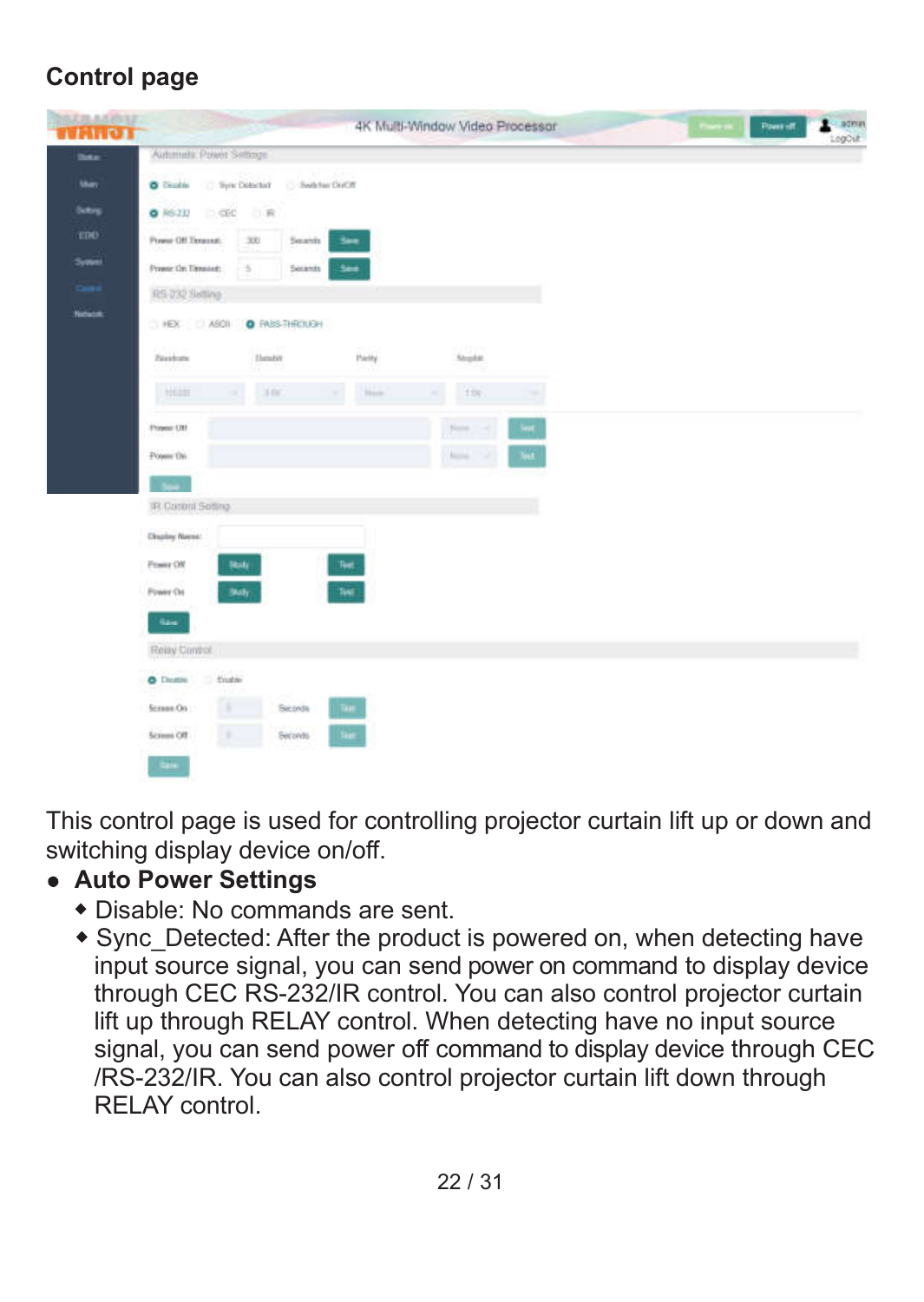## Control page

This control page is used for controlling projector curtain lift up or down and switching display device on/off.

- **Auto Power Settings**
  - Disable: No commands are sent.
  - Sync_Detected: After the product is powered on, when detecting have input source signal, you can send power on command to display device through CEC RS-232/IR control. You can also control projector curtain lift up through RELAY control. When detecting have no input source signal, you can send power off command to display device through CEC /RS-232/IR. You can also control projector curtain lift down through RELAY control.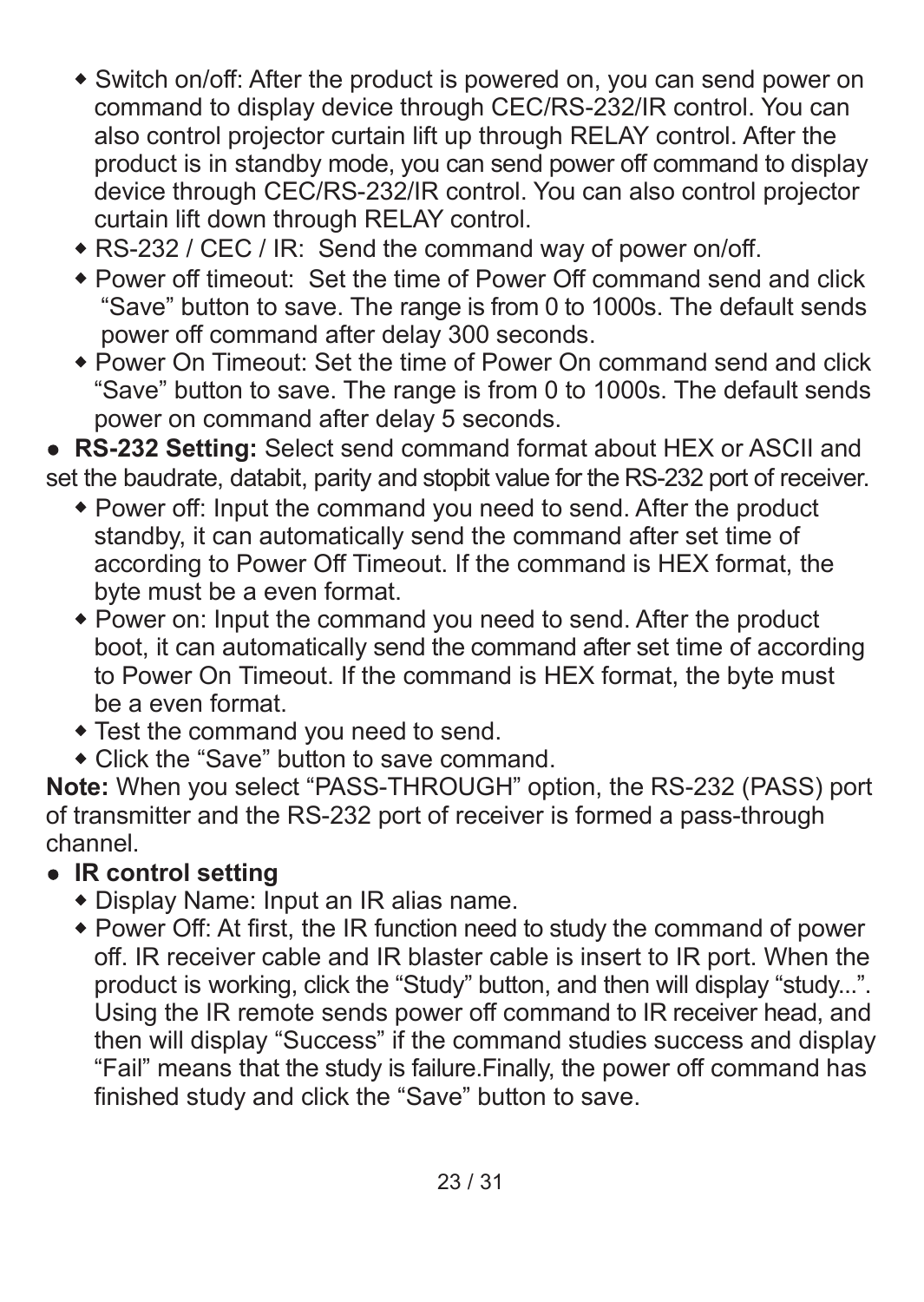- Switch on/off: After the product is powered on, you can send power on command to display device through CEC/RS-232/IR control. You can also control projector curtain lift up through RELAY control. After the product is in standby mode, you can send power off command to display device through CEC/RS-232/IR control. You can also control projector curtain lift down through RELAY control.
- RS-232 / CEC / IR: Send the command way of power on/off.
- Power off timeout: Set the time of Power Off command send and click "Save" button to save. The range is from 0 to 1000s. The default sends power off command after delay 300 seconds.
- Power On Timeout: Set the time of Power On command send and click "Save" button to save. The range is from 0 to 1000s. The default sends power on command after delay 5 seconds.

- **RS-232 Setting:** Select send command format about HEX or ASCII and set the baudrate, databit, parity and stopbit value for the RS-232 port of receiver.
  - Power off: Input the command you need to send. After the product standby, it can automatically send the command after set time of according to Power Off Timeout. If the command is HEX format, the byte must be a even format.
  - Power on: Input the command you need to send. After the product boot, it can automatically send the command after set time of according to Power On Timeout. If the command is HEX format, the byte must be a even format.
  - Test the command you need to send.
  - Click the "Save" button to save command.

**Note:** When you select "PASS-THROUGH" option, the RS-232 (PASS) port of transmitter and the RS-232 port of receiver is formed a pass-through channel.

- **IR control setting**
  - Display Name: Input an IR alias name.
  - Power Off: At first, the IR function need to study the command of power off. IR receiver cable and IR blaster cable is insert to IR port. When the product is working, click the "Study" button, and then will display "study...". Using the IR remote sends power off command to IR receiver head, and then will display "Success" if the command studies success and display "Fail" means that the study is failure.Finally, the power off command has finished study and click the "Save" button to save.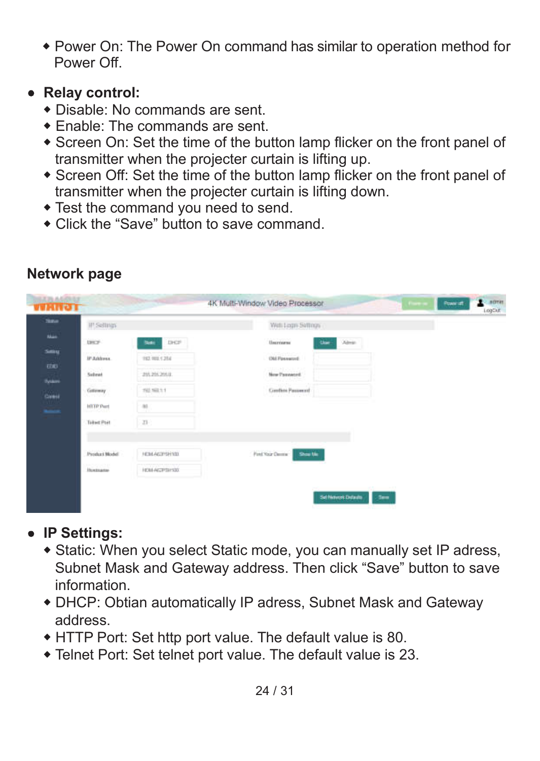- Power On: The Power On command has similar to operation method for Power Off.

- **Relay control:**
  - Disable: No commands are sent.
  - Enable: The commands are sent.
  - Screen On: Set the time of the button lamp flicker on the front panel of transmitter when the projecter curtain is lifting up.
  - Screen Off: Set the time of the button lamp flicker on the front panel of transmitter when the projecter curtain is lifting down.
  - Test the command you need to send.
  - Click the “Save” button to save command.

## Network page

- **IP Settings:**
  - Static: When you select Static mode, you can manually set IP adress, Subnet Mask and Gateway address. Then click “Save” button to save information.
  - DHCP: Obtian automatically IP adress, Subnet Mask and Gateway address.
  - HTTP Port: Set http port value. The default value is 80.
  - Telnet Port: Set telnet port value. The default value is 23.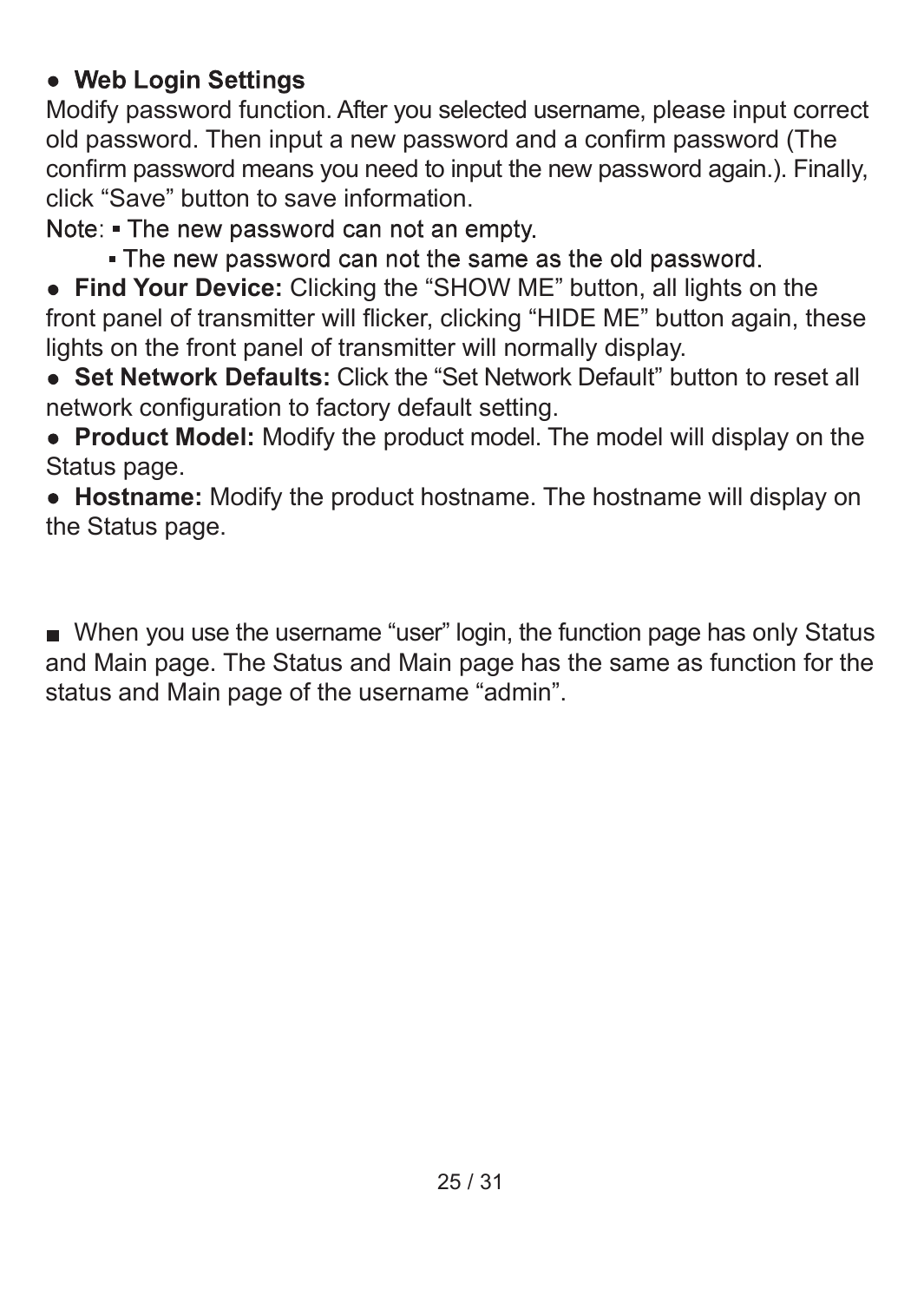- **Web Login Settings**

Modify password function. After you selected username, please input correct old password. Then input a new password and a confirm password (The confirm password means you need to input the new password again.). Finally, click "Save" button to save information.

Note: ▪ The new password can not an empty.

▪ The new password can not the same as the old password.

- **Find Your Device:** Clicking the "SHOW ME" button, all lights on the front panel of transmitter will flicker, clicking "HIDE ME" button again, these lights on the front panel of transmitter will normally display.
- **Set Network Defaults:** Click the "Set Network Default" button to reset all network configuration to factory default setting.
- **Product Model:** Modify the product model. The model will display on the Status page.
- **Hostname:** Modify the product hostname. The hostname will display on the Status page.

■ When you use the username "user" login, the function page has only Status and Main page. The Status and Main page has the same as function for the status and Main page of the username "admin".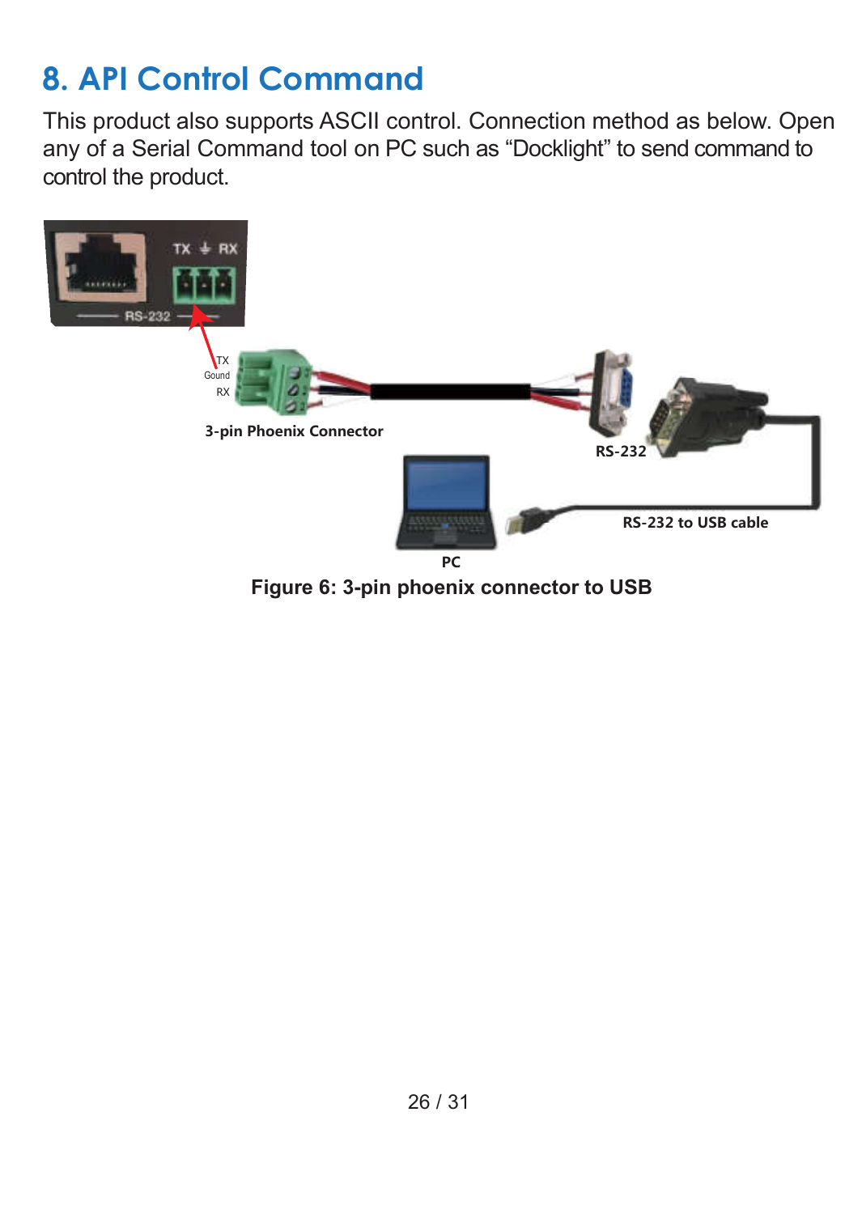# 8. API Control Command

This product also supports ASCII control. Connection method as below. Open any of a Serial Command tool on PC such as “Docklight” to send command to control the product.

TX ⏚ RX

RS-232

TX
Gound
RX

3-pin Phoenix Connector

RS-232

RS-232 to USB cable

PC

**Figure 6: 3-pin phoenix connector to USB**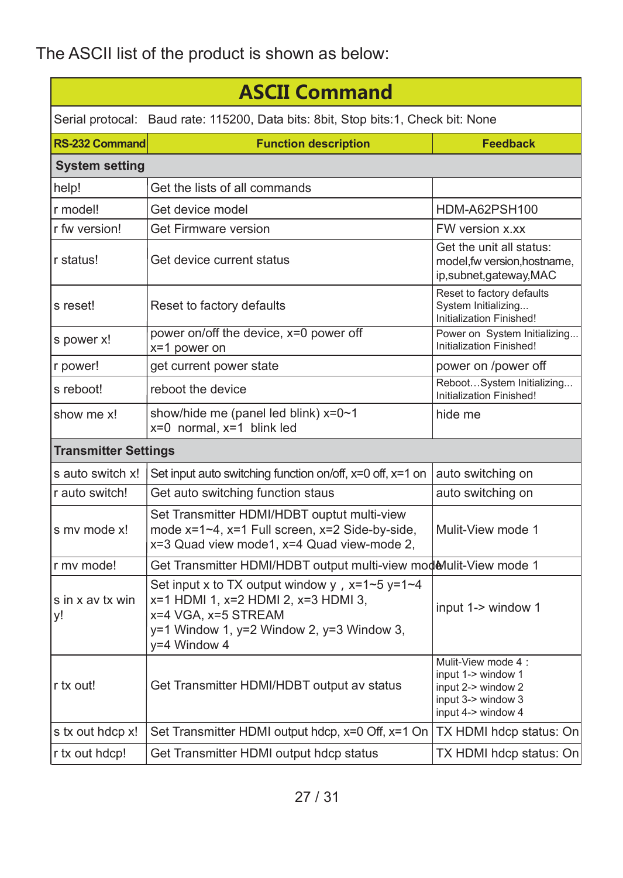The ASCII list of the product is shown as below:

| ASCII Command | | |
|---|---|---|
| Serial protocal: Baud rate: 115200, Data bits: 8bit, Stop bits:1, Check bit: None | | |
| **RS-232 Command** | **Function description** | **Feedback** |
| **System setting** | | |
| help! | Get the lists of all commands | |
| r model! | Get device model | HDM-A62PSH100 |
| r fw version! | Get Firmware version | FW version x.xx |
| r status! | Get device current status | Get the unit all status: model,fw version,hostname, ip,subnet,gateway,MAC |
| s reset! | Reset to factory defaults | Reset to factory defaults System Initializing... Initialization Finished! |
| s power x! | power on/off the device, x=0 power off x=1 power on | Power on System Initializing... Initialization Finished! |
| r power! | get current power state | power on /power off |
| s reboot! | reboot the device | Reboot…System Initializing... Initialization Finished! |
| show me x! | show/hide me (panel led blink) x=0~1 x=0 normal, x=1 blink led | hide me |
| **Transmitter Settings** | | |
| s auto switch x! | Set input auto switching function on/off, x=0 off, x=1 on | auto switching on |
| r auto switch! | Get auto switching function staus | auto switching on |
| s mv mode x! | Set Transmitter HDMI/HDBT ouptut multi-view mode x=1~4, x=1 Full screen, x=2 Side-by-side, x=3 Quad view mode1, x=4 Quad view-mode 2, | Mulit-View mode 1 |
| r mv mode! | Get Transmitter HDMI/HDBT output multi-view mode | Mulit-View mode 1 |
| s in x av tx win y! | Set input x to TX output window y , x=1~5 y=1~4 x=1 HDMI 1, x=2 HDMI 2, x=3 HDMI 3, x=4 VGA, x=5 STREAM y=1 Window 1, y=2 Window 2, y=3 Window 3, y=4 Window 4 | input 1-> window 1 |
| r tx out! | Get Transmitter HDMI/HDBT output av status | Mulit-View mode 4 : input 1-> window 1 input 2-> window 2 input 3-> window 3 input 4-> window 4 |
| s tx out hdcp x! | Set Transmitter HDMI output hdcp, x=0 Off, x=1 On | TX HDMI hdcp status: On |
| r tx out hdcp! | Get Transmitter HDMI output hdcp status | TX HDMI hdcp status: On |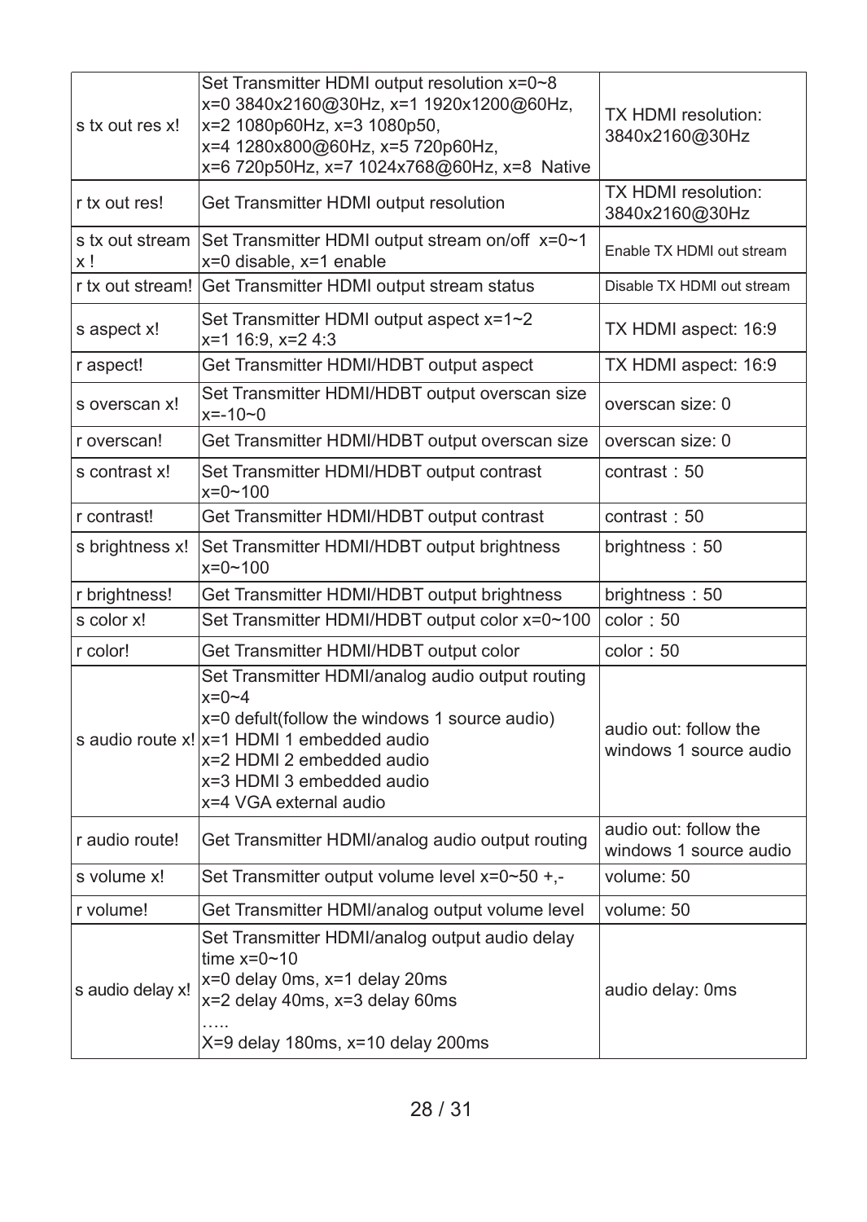| | | |
|---|---|---|
| s tx out res x! | Set Transmitter HDMI output resolution x=0~8<br>x=0 3840x2160@30Hz, x=1 1920x1200@60Hz,<br>x=2 1080p60Hz, x=3 1080p50,<br>x=4 1280x800@60Hz, x=5 720p60Hz,<br>x=6 720p50Hz, x=7 1024x768@60Hz, x=8 Native | TX HDMI resolution: 3840x2160@30Hz |
| r tx out res! | Get Transmitter HDMI output resolution | TX HDMI resolution: 3840x2160@30Hz |
| s tx out stream x ! | Set Transmitter HDMI output stream on/off x=0~1<br>x=0 disable, x=1 enable | Enable TX HDMI out stream |
| r tx out stream! | Get Transmitter HDMI output stream status | Disable TX HDMI out stream |
| s aspect x! | Set Transmitter HDMI output aspect x=1~2<br>x=1 16:9, x=2 4:3 | TX HDMI aspect: 16:9 |
| r aspect! | Get Transmitter HDMI/HDBT output aspect | TX HDMI aspect: 16:9 |
| s overscan x! | Set Transmitter HDMI/HDBT output overscan size x=-10~0 | overscan size: 0 |
| r overscan! | Get Transmitter HDMI/HDBT output overscan size | overscan size: 0 |
| s contrast x! | Set Transmitter HDMI/HDBT output contrast x=0~100 | contrast：50 |
| r contrast! | Get Transmitter HDMI/HDBT output contrast | contrast：50 |
| s brightness x! | Set Transmitter HDMI/HDBT output brightness x=0~100 | brightness：50 |
| r brightness! | Get Transmitter HDMI/HDBT output brightness | brightness：50 |
| s color x! | Set Transmitter HDMI/HDBT output color x=0~100 | color：50 |
| r color! | Get Transmitter HDMI/HDBT output color | color：50 |
| s audio route x! | Set Transmitter HDMI/analog audio output routing x=0~4<br>x=0 defult(follow the windows 1 source audio)<br>x=1 HDMI 1 embedded audio<br>x=2 HDMI 2 embedded audio<br>x=3 HDMI 3 embedded audio<br>x=4 VGA external audio | audio out: follow the windows 1 source audio |
| r audio route! | Get Transmitter HDMI/analog audio output routing | audio out: follow the windows 1 source audio |
| s volume x! | Set Transmitter output volume level x=0~50 +,- | volume: 50 |
| r volume! | Get Transmitter HDMI/analog output volume level | volume: 50 |
| s audio delay x! | Set Transmitter HDMI/analog output audio delay time x=0~10<br>x=0 delay 0ms, x=1 delay 20ms<br>x=2 delay 40ms, x=3 delay 60ms<br>…..<br>X=9 delay 180ms, x=10 delay 200ms | audio delay: 0ms |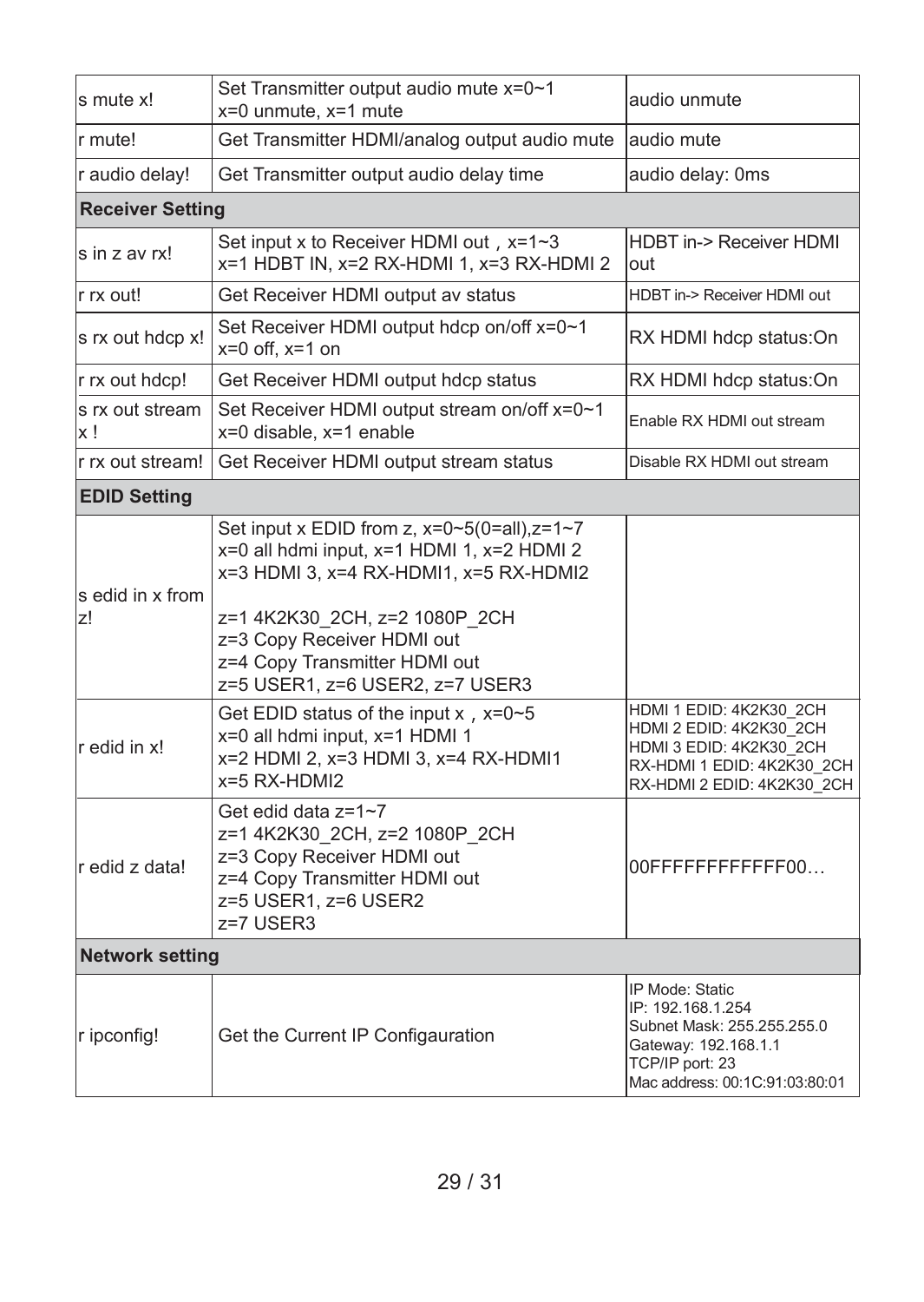| | | |
|---|---|---|
| s mute x! | Set Transmitter output audio mute x=0~1<br>x=0 unmute, x=1 mute | audio unmute |
| r mute! | Get Transmitter HDMI/analog output audio mute | audio mute |
| r audio delay! | Get Transmitter output audio delay time | audio delay: 0ms |
| **Receiver Setting** | | |
| s in z av rx! | Set input x to Receiver HDMI out，x=1~3<br>x=1 HDBT IN, x=2 RX-HDMI 1, x=3 RX-HDMI 2 | HDBT in-> Receiver HDMI out |
| r rx out! | Get Receiver HDMI output av status | HDBT in-> Receiver HDMI out |
| s rx out hdcp x! | Set Receiver HDMI output hdcp on/off x=0~1<br>x=0 off, x=1 on | RX HDMI hdcp status:On |
| r rx out hdcp! | Get Receiver HDMI output hdcp status | RX HDMI hdcp status:On |
| s rx out stream x ! | Set Receiver HDMI output stream on/off x=0~1<br>x=0 disable, x=1 enable | Enable RX HDMI out stream |
| r rx out stream! | Get Receiver HDMI output stream status | Disable RX HDMI out stream |
| **EDID Setting** | | |
| s edid in x from z! | Set input x EDID from z, x=0~5(0=all),z=1~7<br>x=0 all hdmi input, x=1 HDMI 1, x=2 HDMI 2<br>x=3 HDMI 3, x=4 RX-HDMI1, x=5 RX-HDMI2<br><br>z=1 4K2K30_2CH, z=2 1080P_2CH<br>z=3 Copy Receiver HDMI out<br>z=4 Copy Transmitter HDMI out<br>z=5 USER1, z=6 USER2, z=7 USER3 | |
| r edid in x! | Get EDID status of the input x，x=0~5<br>x=0 all hdmi input, x=1 HDMI 1<br>x=2 HDMI 2, x=3 HDMI 3, x=4 RX-HDMI1<br>x=5 RX-HDMI2 | HDMI 1 EDID: 4K2K30_2CH<br>HDMI 2 EDID: 4K2K30_2CH<br>HDMI 3 EDID: 4K2K30_2CH<br>RX-HDMI 1 EDID: 4K2K30_2CH<br>RX-HDMI 2 EDID: 4K2K30_2CH |
| r edid z data! | Get edid data z=1~7<br>z=1 4K2K30_2CH, z=2 1080P_2CH<br>z=3 Copy Receiver HDMI out<br>z=4 Copy Transmitter HDMI out<br>z=5 USER1, z=6 USER2<br>z=7 USER3 | 00FFFFFFFFFFFF00… |
| **Network setting** | | |
| r ipconfig! | Get the Current IP Configauration | IP Mode: Static<br>IP: 192.168.1.254<br>Subnet Mask: 255.255.255.0<br>Gateway: 192.168.1.1<br>TCP/IP port: 23<br>Mac address: 00:1C:91:03:80:01 |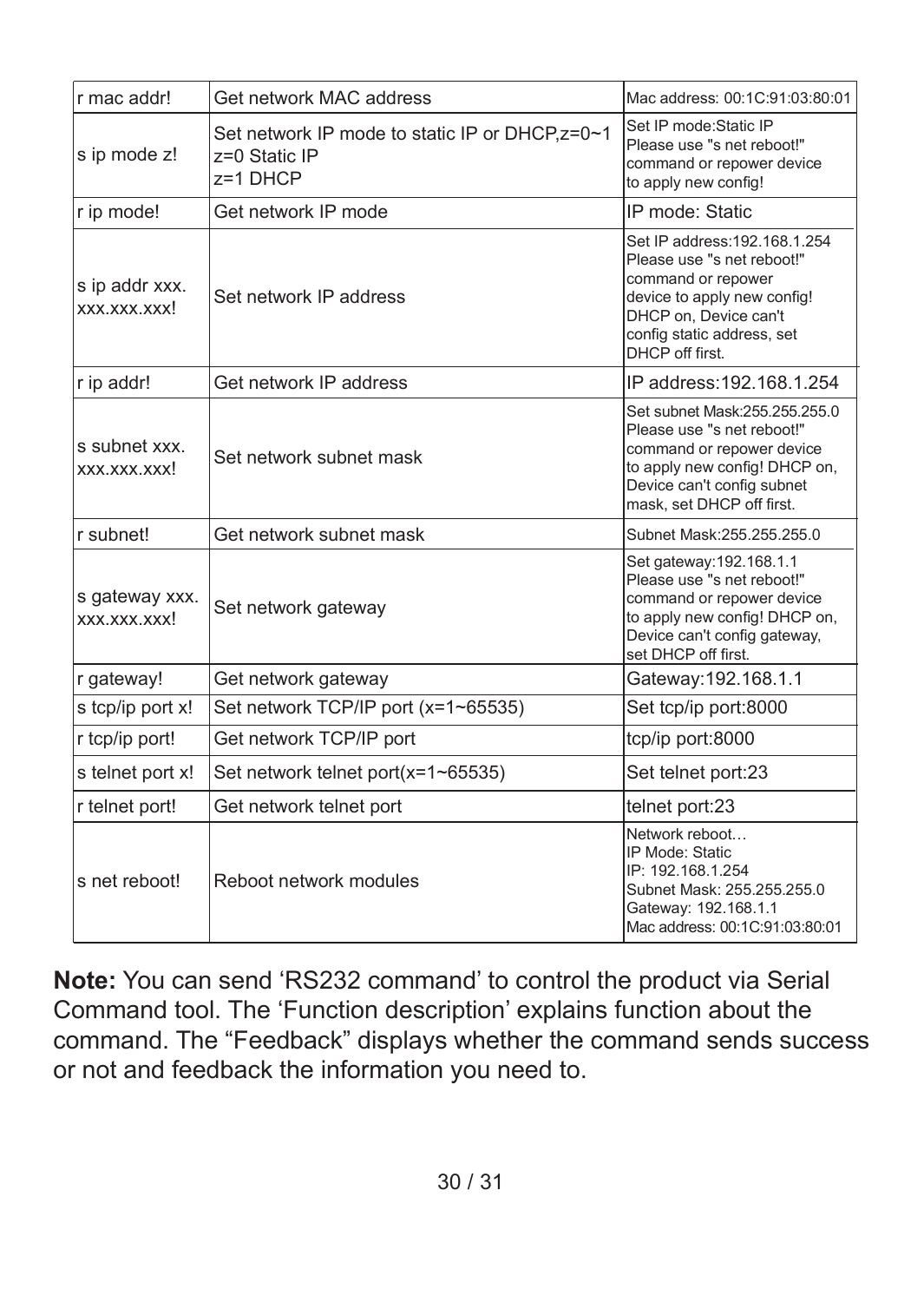| | | |
|---|---|---|
| r mac addr! | Get network MAC address | Mac address: 00:1C:91:03:80:01 |
| s ip mode z! | Set network IP mode to static IP or DHCP,z=0~1<br>z=0 Static IP<br>z=1 DHCP | Set IP mode:Static IP<br>Please use "s net reboot!" command or repower device to apply new config! |
| r ip mode! | Get network IP mode | IP mode: Static |
| s ip addr xxx.xxx.xxx.xxx! | Set network IP address | Set IP address:192.168.1.254<br>Please use "s net reboot!" command or repower device to apply new config!<br>DHCP on, Device can't config static address, set DHCP off first. |
| r ip addr! | Get network IP address | IP address:192.168.1.254 |
| s subnet xxx.xxx.xxx.xxx! | Set network subnet mask | Set subnet Mask:255.255.255.0<br>Please use "s net reboot!" command or repower device to apply new config! DHCP on, Device can't config subnet mask, set DHCP off first. |
| r subnet! | Get network subnet mask | Subnet Mask:255.255.255.0 |
| s gateway xxx.xxx.xxx.xxx! | Set network gateway | Set gateway:192.168.1.1<br>Please use "s net reboot!" command or repower device to apply new config! DHCP on, Device can't config gateway, set DHCP off first. |
| r gateway! | Get network gateway | Gateway:192.168.1.1 |
| s tcp/ip port x! | Set network TCP/IP port (x=1~65535) | Set tcp/ip port:8000 |
| r tcp/ip port! | Get network TCP/IP port | tcp/ip port:8000 |
| s telnet port x! | Set network telnet port(x=1~65535) | Set telnet port:23 |
| r telnet port! | Get network telnet port | telnet port:23 |
| s net reboot! | Reboot network modules | Network reboot…<br>IP Mode: Static<br>IP: 192.168.1.254<br>Subnet Mask: 255.255.255.0<br>Gateway: 192.168.1.1<br>Mac address: 00:1C:91:03:80:01 |

**Note:** You can send 'RS232 command' to control the product via Serial Command tool. The 'Function description' explains function about the command. The "Feedback" displays whether the command sends success or not and feedback the information you need to.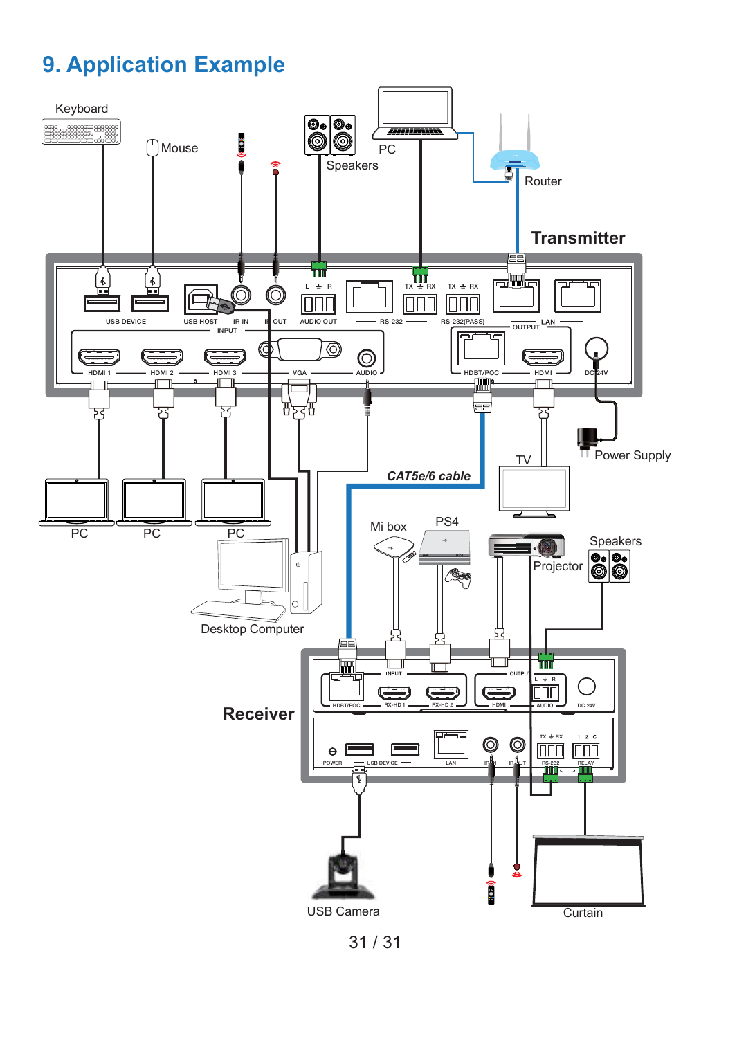## 9. Application Example

Keyboard

Mouse

Speakers

PC

Router

Transmitter

USB DEVICE

USB HOST

IR IN

IR OUT

INPUT

L ⏚ R

AUDIO OUT

RS-232

TX ⏚ RX

TX ⏚ RX

RS-232(PASS)

OUTPUT

LAN

HDMI 1

HDMI 2

HDMI 3

VGA

AUDIO

HDBT/POC

HDMI

DC 24V

Power Supply

TV

PC

PC

PC

CAT5e/6 cable

Desktop Computer

Mi box

PS4

Projector

Speakers

Receiver

INPUT

HDBT/POC

RX-HD 1

RX-HD 2

OUTPUT

HDMI

L ⏚ R

AUDIO

DC 24V

POWER

USB DEVICE

LAN

IR IN

IR OUT

TX ⏚ RX

RS-232

1 2 C

RELAY

USB Camera

Curtain